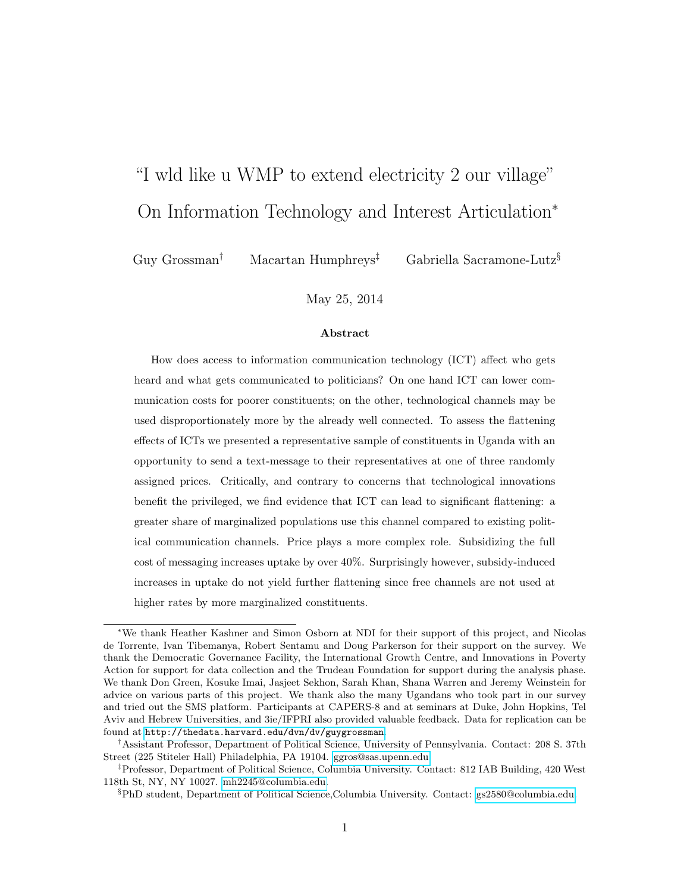# "I wld like u WMP to extend electricity 2 our village" On Information Technology and Interest Articulation[*]

Guy Grossman[†] Macartan Humphreys[‡] Gabriella Sacramone-Lutz[§]

May 25, 2014

## Abstract

How does access to information communication technology (ICT) affect who gets heard and what gets communicated to politicians? On one hand ICT can lower communication costs for poorer constituents; on the other, technological channels may be used disproportionately more by the already well connected. To assess the flattening effects of ICTs we presented a representative sample of constituents in Uganda with an opportunity to send a text-message to their representatives at one of three randomly assigned prices. Critically, and contrary to concerns that technological innovations benefit the privileged, we find evidence that ICT can lead to significant flattening: a greater share of marginalized populations use this channel compared to existing political communication channels. Price plays a more complex role. Subsidizing the full cost of messaging increases uptake by over 40%. Surprisingly however, subsidy-induced increases in uptake do not yield further flattening since free channels are not used at higher rates by more marginalized constituents.

---

[*]We thank Heather Kashner and Simon Osborn at NDI for their support of this project, and Nicolas de Torrente, Ivan Tibemanya, Robert Sentamu and Doug Parkerson for their support on the survey. We thank the Democratic Governance Facility, the International Growth Centre, and Innovations in Poverty Action for support for data collection and the Trudeau Foundation for support during the analysis phase. We thank Don Green, Kosuke Imai, Jasjeet Sekhon, Sarah Khan, Shana Warren and Jeremy Weinstein for advice on various parts of this project. We thank also the many Ugandans who took part in our survey and tried out the SMS platform. Participants at CAPERS-8 and at seminars at Duke, John Hopkins, Tel Aviv and Hebrew Universities, and 3ie/IFPRI also provided valuable feedback. Data for replication can be found at http://thedata.harvard.edu/dvn/dv/guygrossman.

[†]Assistant Professor, Department of Political Science, University of Pennsylvania. Contact: 208 S. 37th Street (225 Stiteler Hall) Philadelphia, PA 19104. ggros@sas.upenn.edu

[‡]Professor, Department of Political Science, Columbia University. Contact: 812 IAB Building, 420 West 118th St, NY, NY 10027. mh2245@columbia.edu.

[§]PhD student, Department of Political Science,Columbia University. Contact: gs2580@columbia.edu.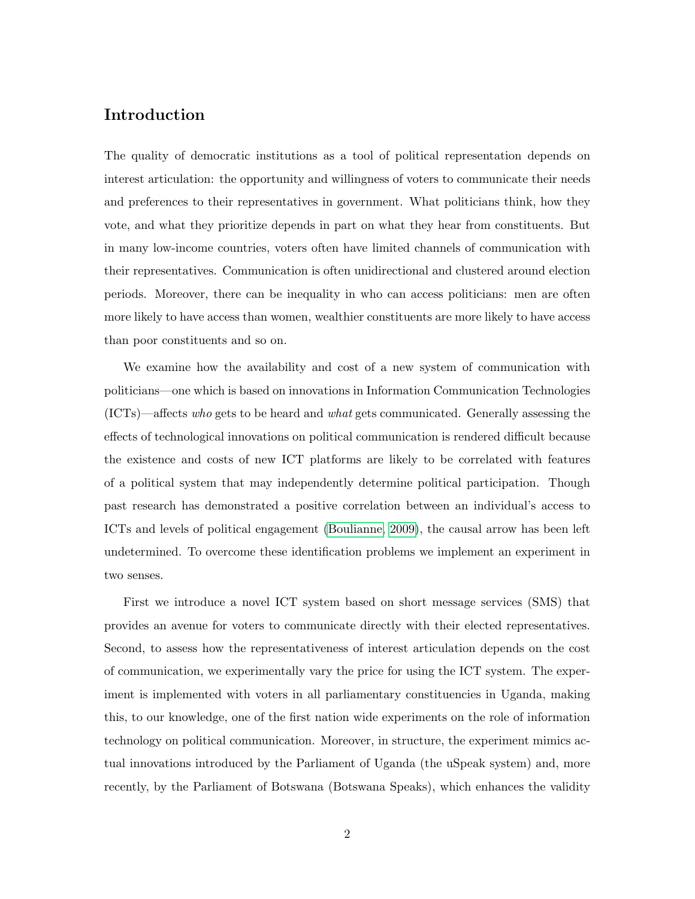## Introduction

The quality of democratic institutions as a tool of political representation depends on interest articulation: the opportunity and willingness of voters to communicate their needs and preferences to their representatives in government. What politicians think, how they vote, and what they prioritize depends in part on what they hear from constituents. But in many low-income countries, voters often have limited channels of communication with their representatives. Communication is often unidirectional and clustered around election periods. Moreover, there can be inequality in who can access politicians: men are often more likely to have access than women, wealthier constituents are more likely to have access than poor constituents and so on.

We examine how the availability and cost of a new system of communication with politicians—one which is based on innovations in Information Communication Technologies (ICTs)—affects *who* gets to be heard and *what* gets communicated. Generally assessing the effects of technological innovations on political communication is rendered difficult because the existence and costs of new ICT platforms are likely to be correlated with features of a political system that may independently determine political participation. Though past research has demonstrated a positive correlation between an individual's access to ICTs and levels of political engagement (Boulianne, 2009), the causal arrow has been left undetermined. To overcome these identification problems we implement an experiment in two senses.

First we introduce a novel ICT system based on short message services (SMS) that provides an avenue for voters to communicate directly with their elected representatives. Second, to assess how the representativeness of interest articulation depends on the cost of communication, we experimentally vary the price for using the ICT system. The experiment is implemented with voters in all parliamentary constituencies in Uganda, making this, to our knowledge, one of the first nation wide experiments on the role of information technology on political communication. Moreover, in structure, the experiment mimics actual innovations introduced by the Parliament of Uganda (the uSpeak system) and, more recently, by the Parliament of Botswana (Botswana Speaks), which enhances the validity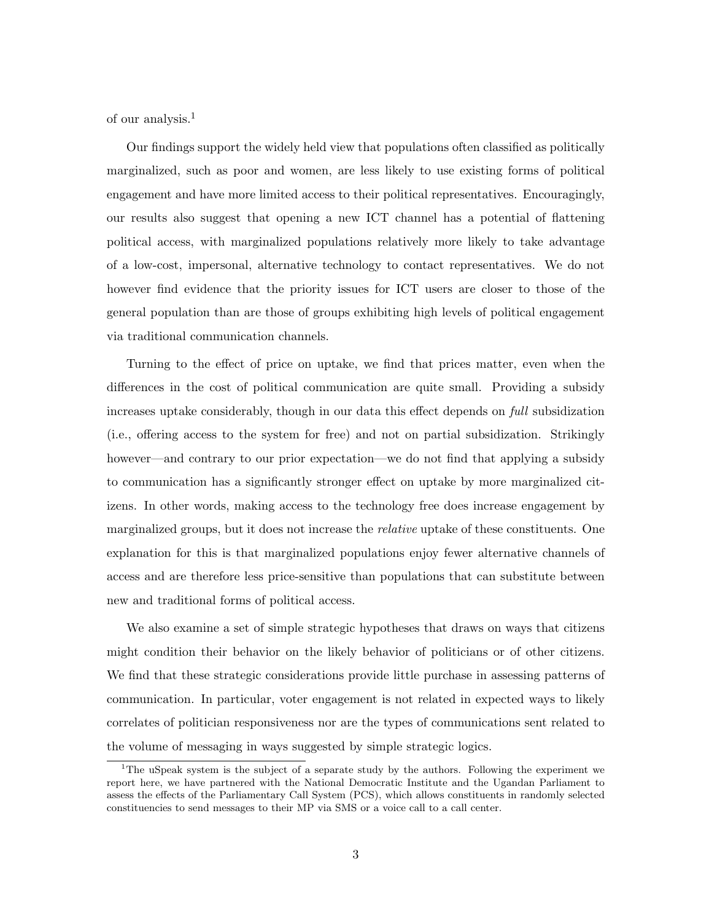of our analysis.[1]

Our findings support the widely held view that populations often classified as politically marginalized, such as poor and women, are less likely to use existing forms of political engagement and have more limited access to their political representatives. Encouragingly, our results also suggest that opening a new ICT channel has a potential of flattening political access, with marginalized populations relatively more likely to take advantage of a low-cost, impersonal, alternative technology to contact representatives. We do not however find evidence that the priority issues for ICT users are closer to those of the general population than are those of groups exhibiting high levels of political engagement via traditional communication channels.

Turning to the effect of price on uptake, we find that prices matter, even when the differences in the cost of political communication are quite small. Providing a subsidy increases uptake considerably, though in our data this effect depends on *full* subsidization (i.e., offering access to the system for free) and not on partial subsidization. Strikingly however—and contrary to our prior expectation—we do not find that applying a subsidy to communication has a significantly stronger effect on uptake by more marginalized citizens. In other words, making access to the technology free does increase engagement by marginalized groups, but it does not increase the *relative* uptake of these constituents. One explanation for this is that marginalized populations enjoy fewer alternative channels of access and are therefore less price-sensitive than populations that can substitute between new and traditional forms of political access.

We also examine a set of simple strategic hypotheses that draws on ways that citizens might condition their behavior on the likely behavior of politicians or of other citizens. We find that these strategic considerations provide little purchase in assessing patterns of communication. In particular, voter engagement is not related in expected ways to likely correlates of politician responsiveness nor are the types of communications sent related to the volume of messaging in ways suggested by simple strategic logics.

[1] The uSpeak system is the subject of a separate study by the authors. Following the experiment we report here, we have partnered with the National Democratic Institute and the Ugandan Parliament to assess the effects of the Parliamentary Call System (PCS), which allows constituents in randomly selected constituencies to send messages to their MP via SMS or a voice call to a call center.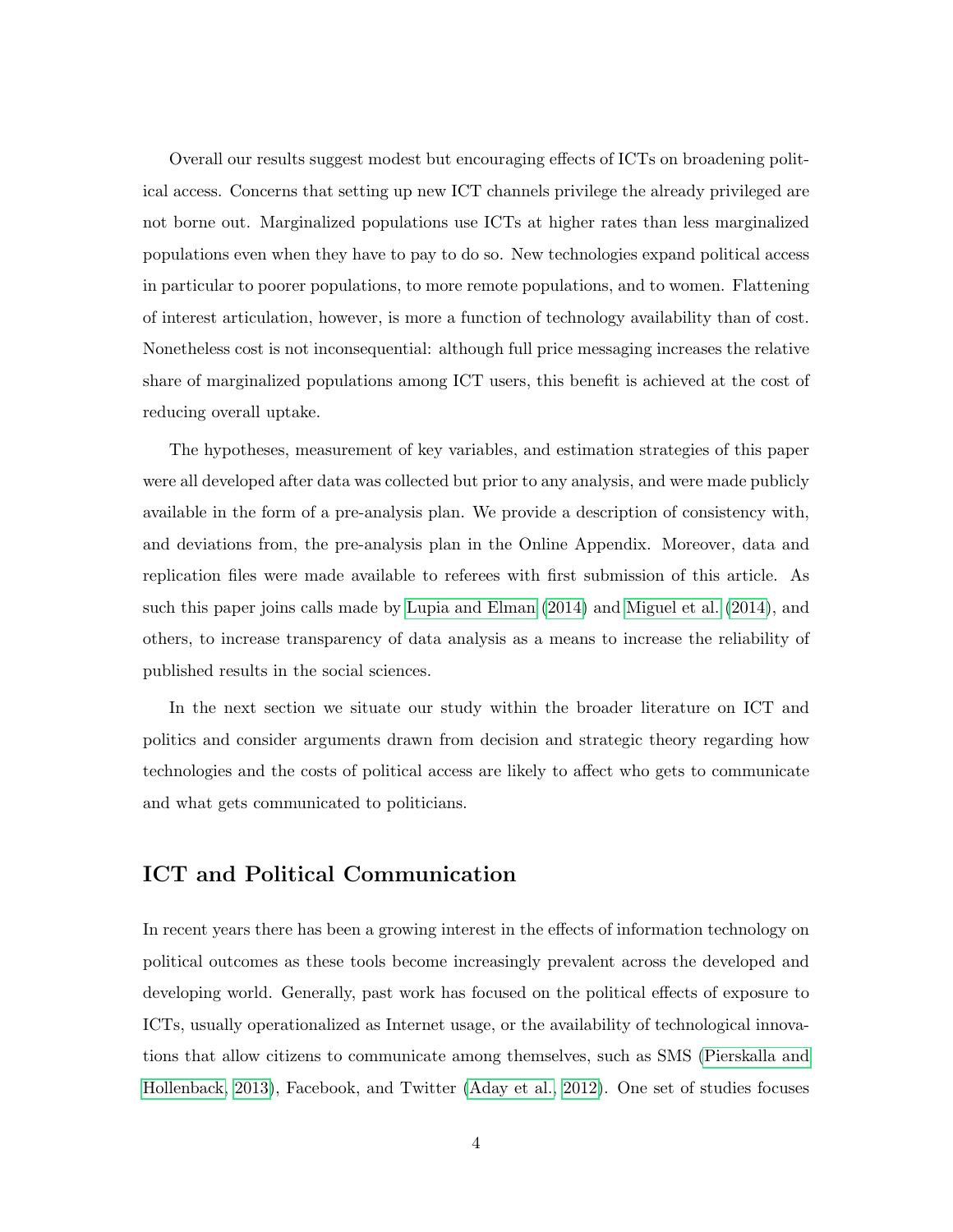Overall our results suggest modest but encouraging effects of ICTs on broadening political access. Concerns that setting up new ICT channels privilege the already privileged are not borne out. Marginalized populations use ICTs at higher rates than less marginalized populations even when they have to pay to do so. New technologies expand political access in particular to poorer populations, to more remote populations, and to women. Flattening of interest articulation, however, is more a function of technology availability than of cost. Nonetheless cost is not inconsequential: although full price messaging increases the relative share of marginalized populations among ICT users, this benefit is achieved at the cost of reducing overall uptake.

The hypotheses, measurement of key variables, and estimation strategies of this paper were all developed after data was collected but prior to any analysis, and were made publicly available in the form of a pre-analysis plan. We provide a description of consistency with, and deviations from, the pre-analysis plan in the Online Appendix. Moreover, data and replication files were made available to referees with first submission of this article. As such this paper joins calls made by Lupia and Elman (2014) and Miguel et al. (2014), and others, to increase transparency of data analysis as a means to increase the reliability of published results in the social sciences.

In the next section we situate our study within the broader literature on ICT and politics and consider arguments drawn from decision and strategic theory regarding how technologies and the costs of political access are likely to affect who gets to communicate and what gets communicated to politicians.

## ICT and Political Communication

In recent years there has been a growing interest in the effects of information technology on political outcomes as these tools become increasingly prevalent across the developed and developing world. Generally, past work has focused on the political effects of exposure to ICTs, usually operationalized as Internet usage, or the availability of technological innovations that allow citizens to communicate among themselves, such as SMS (Pierskalla and Hollenback, 2013), Facebook, and Twitter (Aday et al., 2012). One set of studies focuses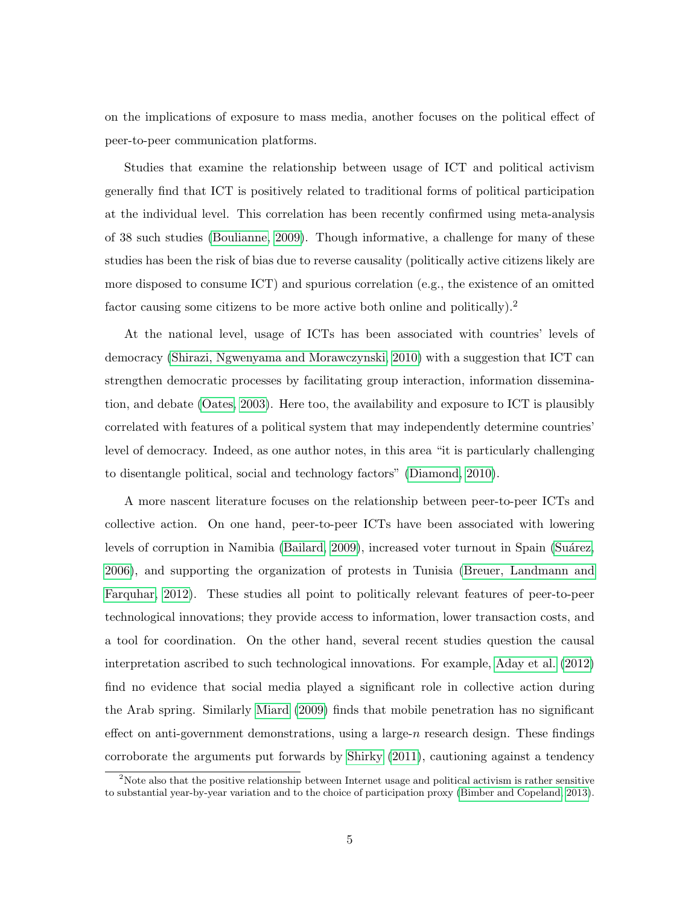on the implications of exposure to mass media, another focuses on the political effect of peer-to-peer communication platforms.

Studies that examine the relationship between usage of ICT and political activism generally find that ICT is positively related to traditional forms of political participation at the individual level. This correlation has been recently confirmed using meta-analysis of 38 such studies (Boulianne, 2009). Though informative, a challenge for many of these studies has been the risk of bias due to reverse causality (politically active citizens likely are more disposed to consume ICT) and spurious correlation (e.g., the existence of an omitted factor causing some citizens to be more active both online and politically).[2]

At the national level, usage of ICTs has been associated with countries' levels of democracy (Shirazi, Ngwenyama and Morawczynski, 2010) with a suggestion that ICT can strengthen democratic processes by facilitating group interaction, information dissemination, and debate (Oates, 2003). Here too, the availability and exposure to ICT is plausibly correlated with features of a political system that may independently determine countries' level of democracy. Indeed, as one author notes, in this area "it is particularly challenging to disentangle political, social and technology factors" (Diamond, 2010).

A more nascent literature focuses on the relationship between peer-to-peer ICTs and collective action. On one hand, peer-to-peer ICTs have been associated with lowering levels of corruption in Namibia (Bailard, 2009), increased voter turnout in Spain (Suárez, 2006), and supporting the organization of protests in Tunisia (Breuer, Landmann and Farquhar, 2012). These studies all point to politically relevant features of peer-to-peer technological innovations; they provide access to information, lower transaction costs, and a tool for coordination. On the other hand, several recent studies question the causal interpretation ascribed to such technological innovations. For example, Aday et al. (2012) find no evidence that social media played a significant role in collective action during the Arab spring. Similarly Miard (2009) finds that mobile penetration has no significant effect on anti-government demonstrations, using a large-$n$ research design. These findings corroborate the arguments put forwards by Shirky (2011), cautioning against a tendency

[2] Note also that the positive relationship between Internet usage and political activism is rather sensitive to substantial year-by-year variation and to the choice of participation proxy (Bimber and Copeland, 2013).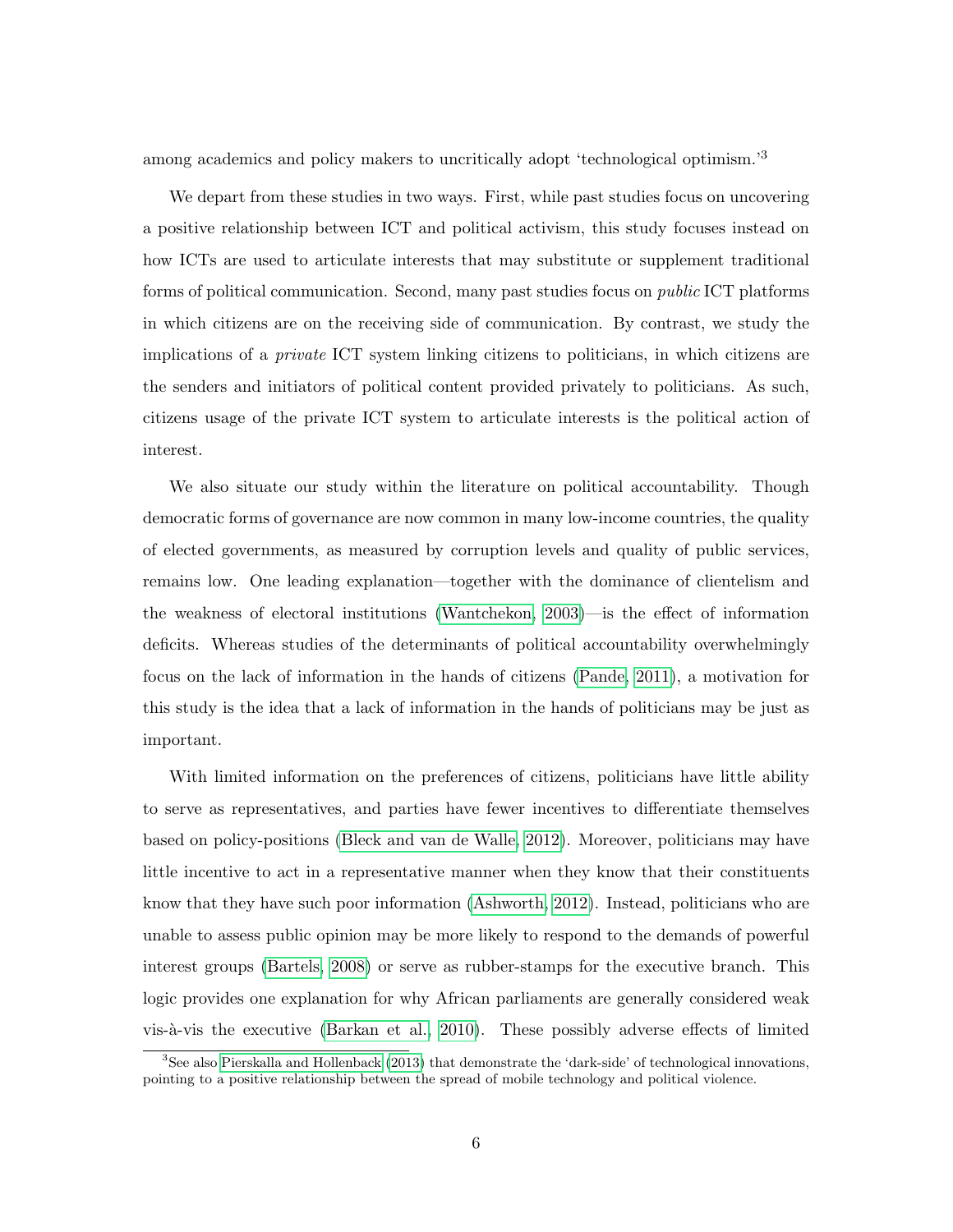among academics and policy makers to uncritically adopt 'technological optimism.'[3]

We depart from these studies in two ways. First, while past studies focus on uncovering a positive relationship between ICT and political activism, this study focuses instead on how ICTs are used to articulate interests that may substitute or supplement traditional forms of political communication. Second, many past studies focus on *public* ICT platforms in which citizens are on the receiving side of communication. By contrast, we study the implications of a *private* ICT system linking citizens to politicians, in which citizens are the senders and initiators of political content provided privately to politicians. As such, citizens usage of the private ICT system to articulate interests is the political action of interest.

We also situate our study within the literature on political accountability. Though democratic forms of governance are now common in many low-income countries, the quality of elected governments, as measured by corruption levels and quality of public services, remains low. One leading explanation—together with the dominance of clientelism and the weakness of electoral institutions (Wantchekon, 2003)—is the effect of information deficits. Whereas studies of the determinants of political accountability overwhelmingly focus on the lack of information in the hands of citizens (Pande, 2011), a motivation for this study is the idea that a lack of information in the hands of politicians may be just as important.

With limited information on the preferences of citizens, politicians have little ability to serve as representatives, and parties have fewer incentives to differentiate themselves based on policy-positions (Bleck and van de Walle, 2012). Moreover, politicians may have little incentive to act in a representative manner when they know that their constituents know that they have such poor information (Ashworth, 2012). Instead, politicians who are unable to assess public opinion may be more likely to respond to the demands of powerful interest groups (Bartels, 2008) or serve as rubber-stamps for the executive branch. This logic provides one explanation for why African parliaments are generally considered weak vis-à-vis the executive (Barkan et al., 2010). These possibly adverse effects of limited

[3] See also Pierskalla and Hollenback (2013) that demonstrate the 'dark-side' of technological innovations, pointing to a positive relationship between the spread of mobile technology and political violence.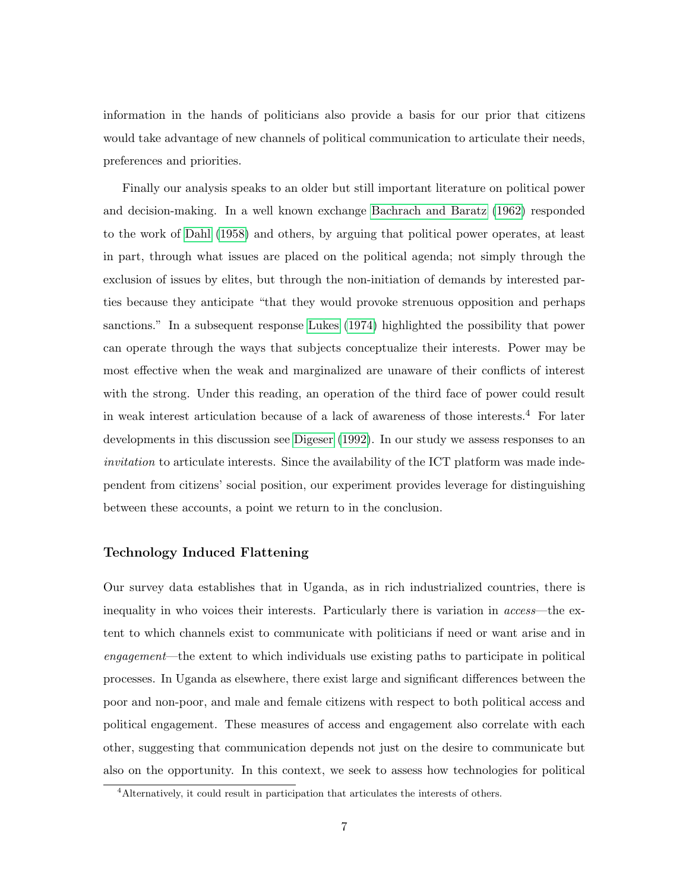information in the hands of politicians also provide a basis for our prior that citizens would take advantage of new channels of political communication to articulate their needs, preferences and priorities.

Finally our analysis speaks to an older but still important literature on political power and decision-making. In a well known exchange Bachrach and Baratz (1962) responded to the work of Dahl (1958) and others, by arguing that political power operates, at least in part, through what issues are placed on the political agenda; not simply through the exclusion of issues by elites, but through the non-initiation of demands by interested parties because they anticipate "that they would provoke strenuous opposition and perhaps sanctions." In a subsequent response Lukes (1974) highlighted the possibility that power can operate through the ways that subjects conceptualize their interests. Power may be most effective when the weak and marginalized are unaware of their conflicts of interest with the strong. Under this reading, an operation of the third face of power could result in weak interest articulation because of a lack of awareness of those interests.[4] For later developments in this discussion see Digeser (1992). In our study we assess responses to an *invitation* to articulate interests. Since the availability of the ICT platform was made independent from citizens' social position, our experiment provides leverage for distinguishing between these accounts, a point we return to in the conclusion.

### Technology Induced Flattening

Our survey data establishes that in Uganda, as in rich industrialized countries, there is inequality in who voices their interests. Particularly there is variation in *access*—the extent to which channels exist to communicate with politicians if need or want arise and in *engagement*—the extent to which individuals use existing paths to participate in political processes. In Uganda as elsewhere, there exist large and significant differences between the poor and non-poor, and male and female citizens with respect to both political access and political engagement. These measures of access and engagement also correlate with each other, suggesting that communication depends not just on the desire to communicate but also on the opportunity. In this context, we seek to assess how technologies for political

[4] Alternatively, it could result in participation that articulates the interests of others.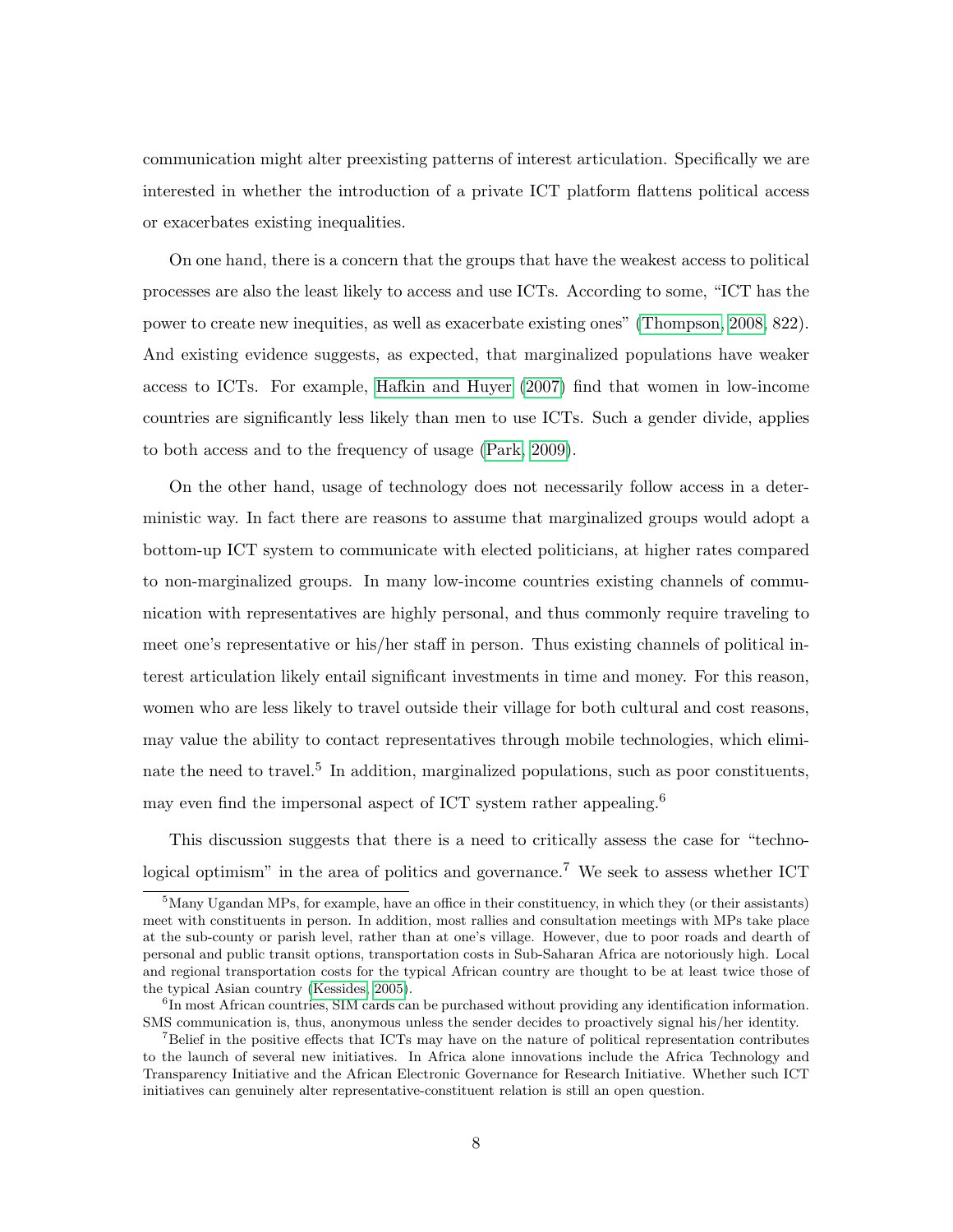communication might alter preexisting patterns of interest articulation. Specifically we are interested in whether the introduction of a private ICT platform flattens political access or exacerbates existing inequalities.

On one hand, there is a concern that the groups that have the weakest access to political processes are also the least likely to access and use ICTs. According to some, "ICT has the power to create new inequities, as well as exacerbate existing ones" (Thompson, 2008, 822). And existing evidence suggests, as expected, that marginalized populations have weaker access to ICTs. For example, Hafkin and Huyer (2007) find that women in low-income countries are significantly less likely than men to use ICTs. Such a gender divide, applies to both access and to the frequency of usage (Park, 2009).

On the other hand, usage of technology does not necessarily follow access in a deterministic way. In fact there are reasons to assume that marginalized groups would adopt a bottom-up ICT system to communicate with elected politicians, at higher rates compared to non-marginalized groups. In many low-income countries existing channels of communication with representatives are highly personal, and thus commonly require traveling to meet one's representative or his/her staff in person. Thus existing channels of political interest articulation likely entail significant investments in time and money. For this reason, women who are less likely to travel outside their village for both cultural and cost reasons, may value the ability to contact representatives through mobile technologies, which eliminate the need to travel.[5] In addition, marginalized populations, such as poor constituents, may even find the impersonal aspect of ICT system rather appealing.[6]

This discussion suggests that there is a need to critically assess the case for "technological optimism" in the area of politics and governance.[7] We seek to assess whether ICT

[5] Many Ugandan MPs, for example, have an office in their constituency, in which they (or their assistants) meet with constituents in person. In addition, most rallies and consultation meetings with MPs take place at the sub-county or parish level, rather than at one's village. However, due to poor roads and dearth of personal and public transit options, transportation costs in Sub-Saharan Africa are notoriously high. Local and regional transportation costs for the typical African country are thought to be at least twice those of the typical Asian country (Kessides, 2005).

[6] In most African countries, SIM cards can be purchased without providing any identification information. SMS communication is, thus, anonymous unless the sender decides to proactively signal his/her identity.

[7] Belief in the positive effects that ICTs may have on the nature of political representation contributes to the launch of several new initiatives. In Africa alone innovations include the Africa Technology and Transparency Initiative and the African Electronic Governance for Research Initiative. Whether such ICT initiatives can genuinely alter representative-constituent relation is still an open question.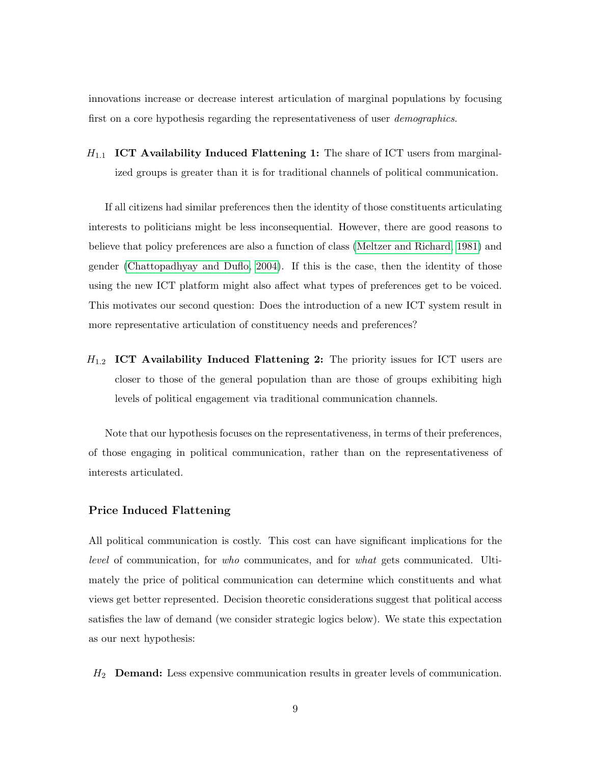innovations increase or decrease interest articulation of marginal populations by focusing first on a core hypothesis regarding the representativeness of user *demographics*.

$H_{1.1}$ **ICT Availability Induced Flattening 1:** The share of ICT users from marginalized groups is greater than it is for traditional channels of political communication.

If all citizens had similar preferences then the identity of those constituents articulating interests to politicians might be less inconsequential. However, there are good reasons to believe that policy preferences are also a function of class (Meltzer and Richard, 1981) and gender (Chattopadhyay and Duflo, 2004). If this is the case, then the identity of those using the new ICT platform might also affect what types of preferences get to be voiced. This motivates our second question: Does the introduction of a new ICT system result in more representative articulation of constituency needs and preferences?

$H_{1.2}$ **ICT Availability Induced Flattening 2:** The priority issues for ICT users are closer to those of the general population than are those of groups exhibiting high levels of political engagement via traditional communication channels.

Note that our hypothesis focuses on the representativeness, in terms of their preferences, of those engaging in political communication, rather than on the representativeness of interests articulated.

### Price Induced Flattening

All political communication is costly. This cost can have significant implications for the *level* of communication, for *who* communicates, and for *what* gets communicated. Ultimately the price of political communication can determine which constituents and what views get better represented. Decision theoretic considerations suggest that political access satisfies the law of demand (we consider strategic logics below). We state this expectation as our next hypothesis:

$H_2$ **Demand:** Less expensive communication results in greater levels of communication.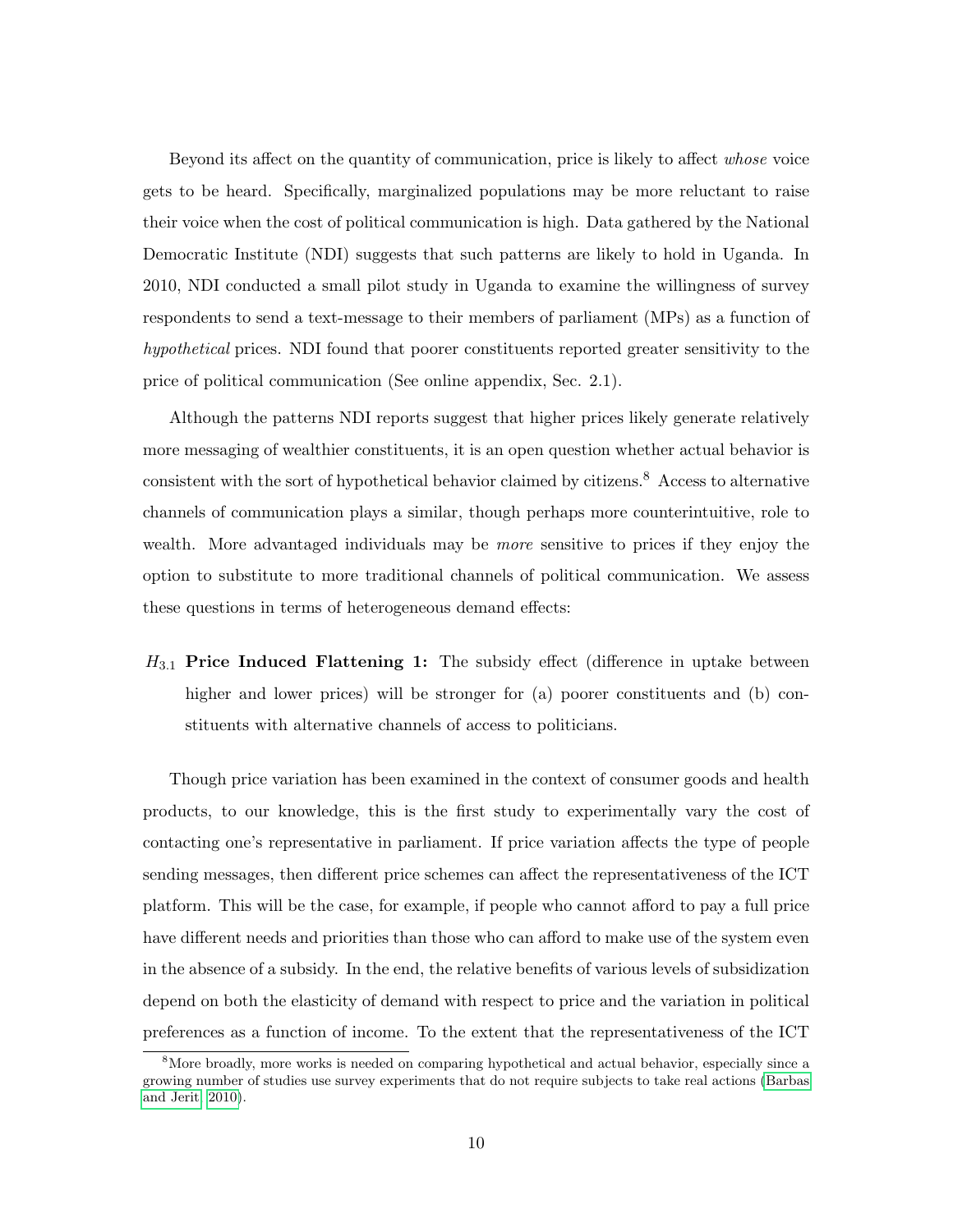Beyond its affect on the quantity of communication, price is likely to affect *whose* voice gets to be heard. Specifically, marginalized populations may be more reluctant to raise their voice when the cost of political communication is high. Data gathered by the National Democratic Institute (NDI) suggests that such patterns are likely to hold in Uganda. In 2010, NDI conducted a small pilot study in Uganda to examine the willingness of survey respondents to send a text-message to their members of parliament (MPs) as a function of *hypothetical* prices. NDI found that poorer constituents reported greater sensitivity to the price of political communication (See online appendix, Sec. 2.1).

Although the patterns NDI reports suggest that higher prices likely generate relatively more messaging of wealthier constituents, it is an open question whether actual behavior is consistent with the sort of hypothetical behavior claimed by citizens.[8] Access to alternative channels of communication plays a similar, though perhaps more counterintuitive, role to wealth. More advantaged individuals may be *more* sensitive to prices if they enjoy the option to substitute to more traditional channels of political communication. We assess these questions in terms of heterogeneous demand effects:

$H_{3.1}$ **Price Induced Flattening 1:** The subsidy effect (difference in uptake between higher and lower prices) will be stronger for (a) poorer constituents and (b) constituents with alternative channels of access to politicians.

Though price variation has been examined in the context of consumer goods and health products, to our knowledge, this is the first study to experimentally vary the cost of contacting one's representative in parliament. If price variation affects the type of people sending messages, then different price schemes can affect the representativeness of the ICT platform. This will be the case, for example, if people who cannot afford to pay a full price have different needs and priorities than those who can afford to make use of the system even in the absence of a subsidy. In the end, the relative benefits of various levels of subsidization depend on both the elasticity of demand with respect to price and the variation in political preferences as a function of income. To the extent that the representativeness of the ICT

[8] More broadly, more works is needed on comparing hypothetical and actual behavior, especially since a growing number of studies use survey experiments that do not require subjects to take real actions (Barbas and Jerit 2010).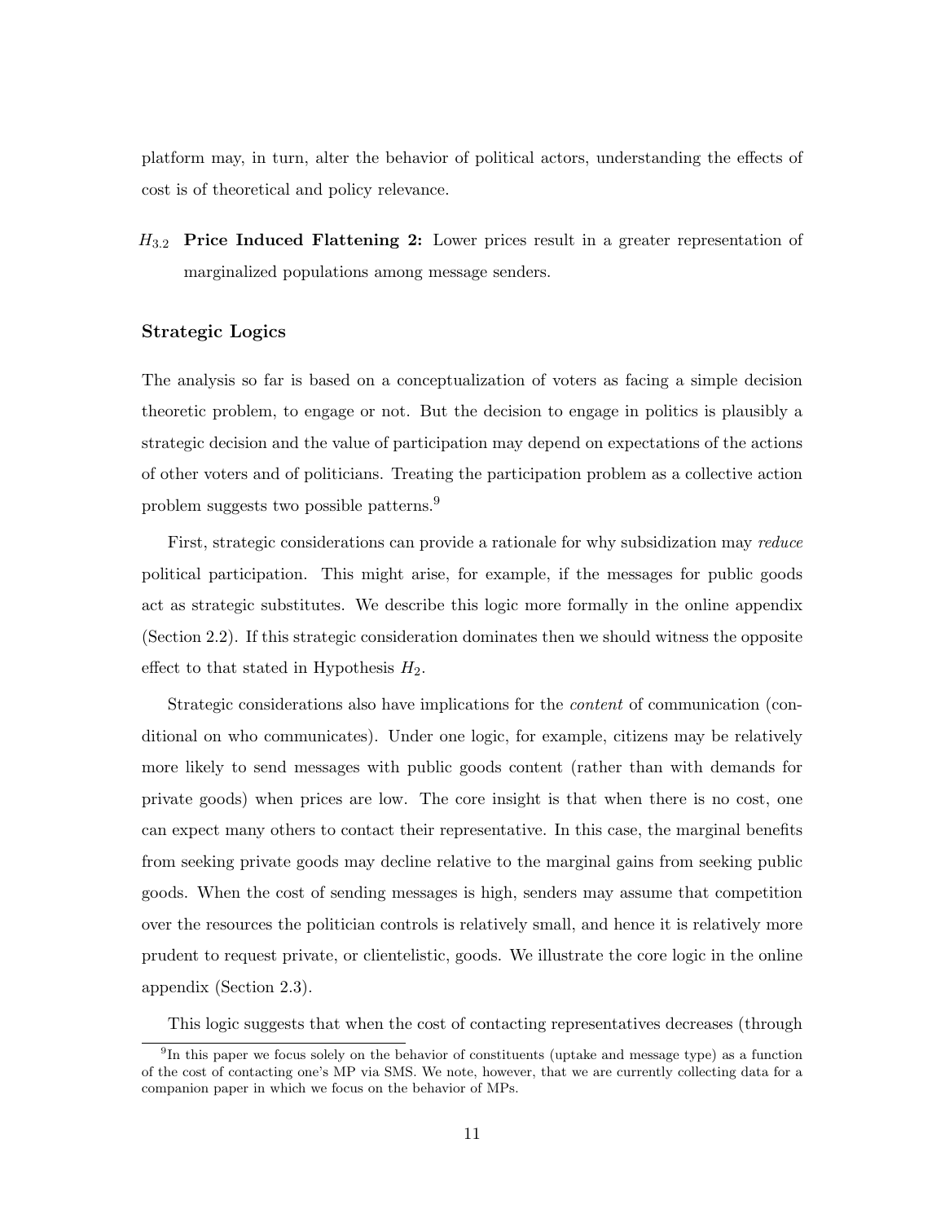platform may, in turn, alter the behavior of political actors, understanding the effects of cost is of theoretical and policy relevance.

$H_{3.2}$ **Price Induced Flattening 2:** Lower prices result in a greater representation of marginalized populations among message senders.

### Strategic Logics

The analysis so far is based on a conceptualization of voters as facing a simple decision theoretic problem, to engage or not. But the decision to engage in politics is plausibly a strategic decision and the value of participation may depend on expectations of the actions of other voters and of politicians. Treating the participation problem as a collective action problem suggests two possible patterns.[9]

First, strategic considerations can provide a rationale for why subsidization may *reduce* political participation. This might arise, for example, if the messages for public goods act as strategic substitutes. We describe this logic more formally in the online appendix (Section 2.2). If this strategic consideration dominates then we should witness the opposite effect to that stated in Hypothesis $H_2$.

Strategic considerations also have implications for the *content* of communication (conditional on who communicates). Under one logic, for example, citizens may be relatively more likely to send messages with public goods content (rather than with demands for private goods) when prices are low. The core insight is that when there is no cost, one can expect many others to contact their representative. In this case, the marginal benefits from seeking private goods may decline relative to the marginal gains from seeking public goods. When the cost of sending messages is high, senders may assume that competition over the resources the politician controls is relatively small, and hence it is relatively more prudent to request private, or clientelistic, goods. We illustrate the core logic in the online appendix (Section 2.3).

This logic suggests that when the cost of contacting representatives decreases (through

[9] In this paper we focus solely on the behavior of constituents (uptake and message type) as a function of the cost of contacting one's MP via SMS. We note, however, that we are currently collecting data for a companion paper in which we focus on the behavior of MPs.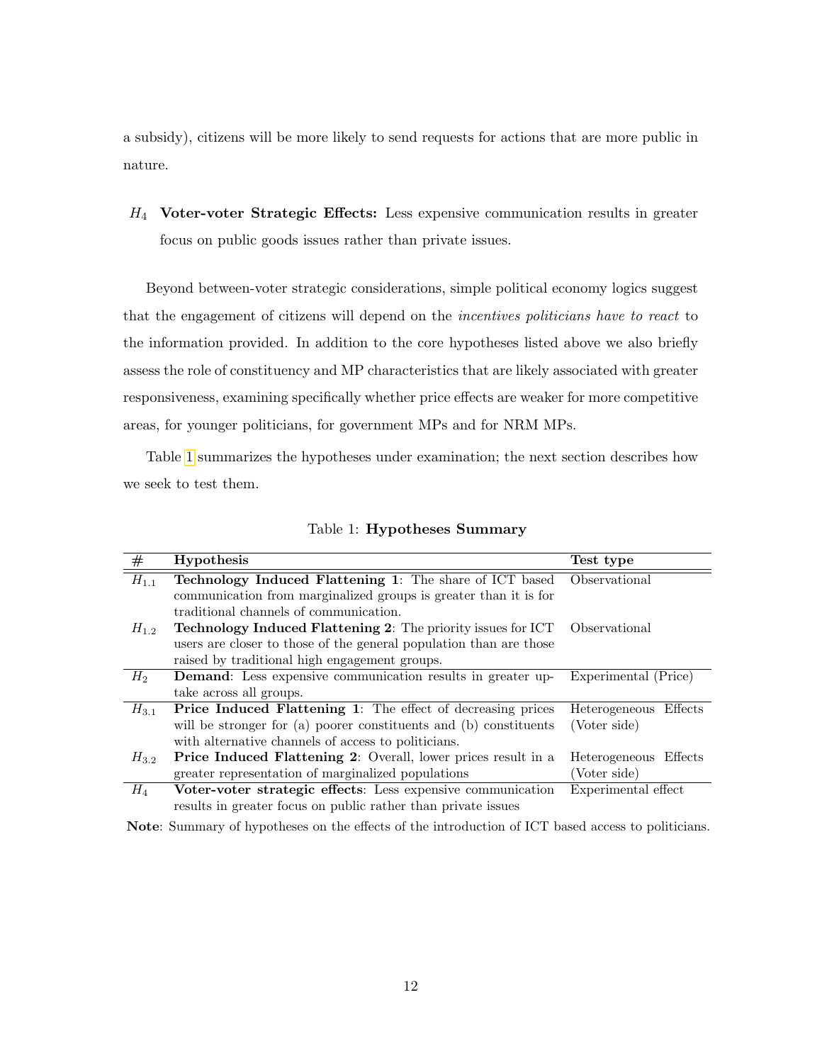a subsidy), citizens will be more likely to send requests for actions that are more public in nature.

$H_4$ **Voter-voter Strategic Effects:** Less expensive communication results in greater focus on public goods issues rather than private issues.

Beyond between-voter strategic considerations, simple political economy logics suggest that the engagement of citizens will depend on the *incentives politicians have to react* to the information provided. In addition to the core hypotheses listed above we also briefly assess the role of constituency and MP characteristics that are likely associated with greater responsiveness, examining specifically whether price effects are weaker for more competitive areas, for younger politicians, for government MPs and for NRM MPs.

Table 1 summarizes the hypotheses under examination; the next section describes how we seek to test them.

Table 1: **Hypotheses Summary**

| # | Hypothesis | Test type |
|---|---|---|
| $H_{1.1}$ | **Technology Induced Flattening 1**: The share of ICT based communication from marginalized groups is greater than it is for traditional channels of communication. | Observational |
| $H_{1.2}$ | **Technology Induced Flattening 2**: The priority issues for ICT users are closer to those of the general population than are those raised by traditional high engagement groups. | Observational |
| $H_2$ | **Demand**: Less expensive communication results in greater uptake across all groups. | Experimental (Price) |
| $H_{3.1}$ | **Price Induced Flattening 1**: The effect of decreasing prices will be stronger for (a) poorer constituents and (b) constituents with alternative channels of access to politicians. | Heterogeneous Effects (Voter side) |
| $H_{3.2}$ | **Price Induced Flattening 2**: Overall, lower prices result in a greater representation of marginalized populations | Heterogeneous Effects (Voter side) |
| $H_4$ | **Voter-voter strategic effects**: Less expensive communication results in greater focus on public rather than private issues | Experimental effect |

**Note**: Summary of hypotheses on the effects of the introduction of ICT based access to politicians.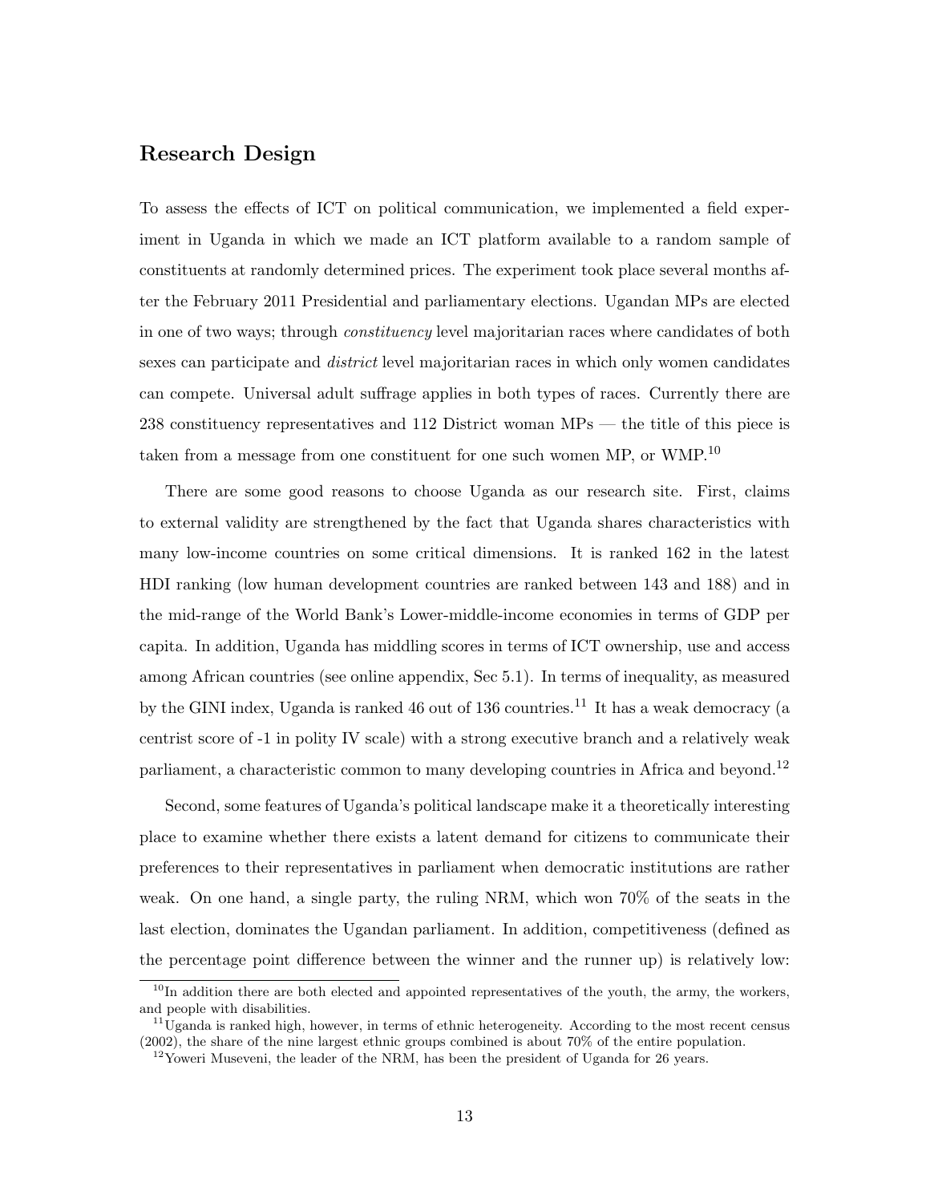## Research Design

To assess the effects of ICT on political communication, we implemented a field experiment in Uganda in which we made an ICT platform available to a random sample of constituents at randomly determined prices. The experiment took place several months after the February 2011 Presidential and parliamentary elections. Ugandan MPs are elected in one of two ways; through *constituency* level majoritarian races where candidates of both sexes can participate and *district* level majoritarian races in which only women candidates can compete. Universal adult suffrage applies in both types of races. Currently there are 238 constituency representatives and 112 District woman MPs — the title of this piece is taken from a message from one constituent for one such women MP, or WMP.[10]

There are some good reasons to choose Uganda as our research site. First, claims to external validity are strengthened by the fact that Uganda shares characteristics with many low-income countries on some critical dimensions. It is ranked 162 in the latest HDI ranking (low human development countries are ranked between 143 and 188) and in the mid-range of the World Bank's Lower-middle-income economies in terms of GDP per capita. In addition, Uganda has middling scores in terms of ICT ownership, use and access among African countries (see online appendix, Sec 5.1). In terms of inequality, as measured by the GINI index, Uganda is ranked 46 out of 136 countries.[11] It has a weak democracy (a centrist score of -1 in polity IV scale) with a strong executive branch and a relatively weak parliament, a characteristic common to many developing countries in Africa and beyond.[12]

Second, some features of Uganda's political landscape make it a theoretically interesting place to examine whether there exists a latent demand for citizens to communicate their preferences to their representatives in parliament when democratic institutions are rather weak. On one hand, a single party, the ruling NRM, which won 70% of the seats in the last election, dominates the Ugandan parliament. In addition, competitiveness (defined as the percentage point difference between the winner and the runner up) is relatively low:

[10] In addition there are both elected and appointed representatives of the youth, the army, the workers, and people with disabilities.

[11] Uganda is ranked high, however, in terms of ethnic heterogeneity. According to the most recent census (2002), the share of the nine largest ethnic groups combined is about 70% of the entire population.

[12] Yoweri Museveni, the leader of the NRM, has been the president of Uganda for 26 years.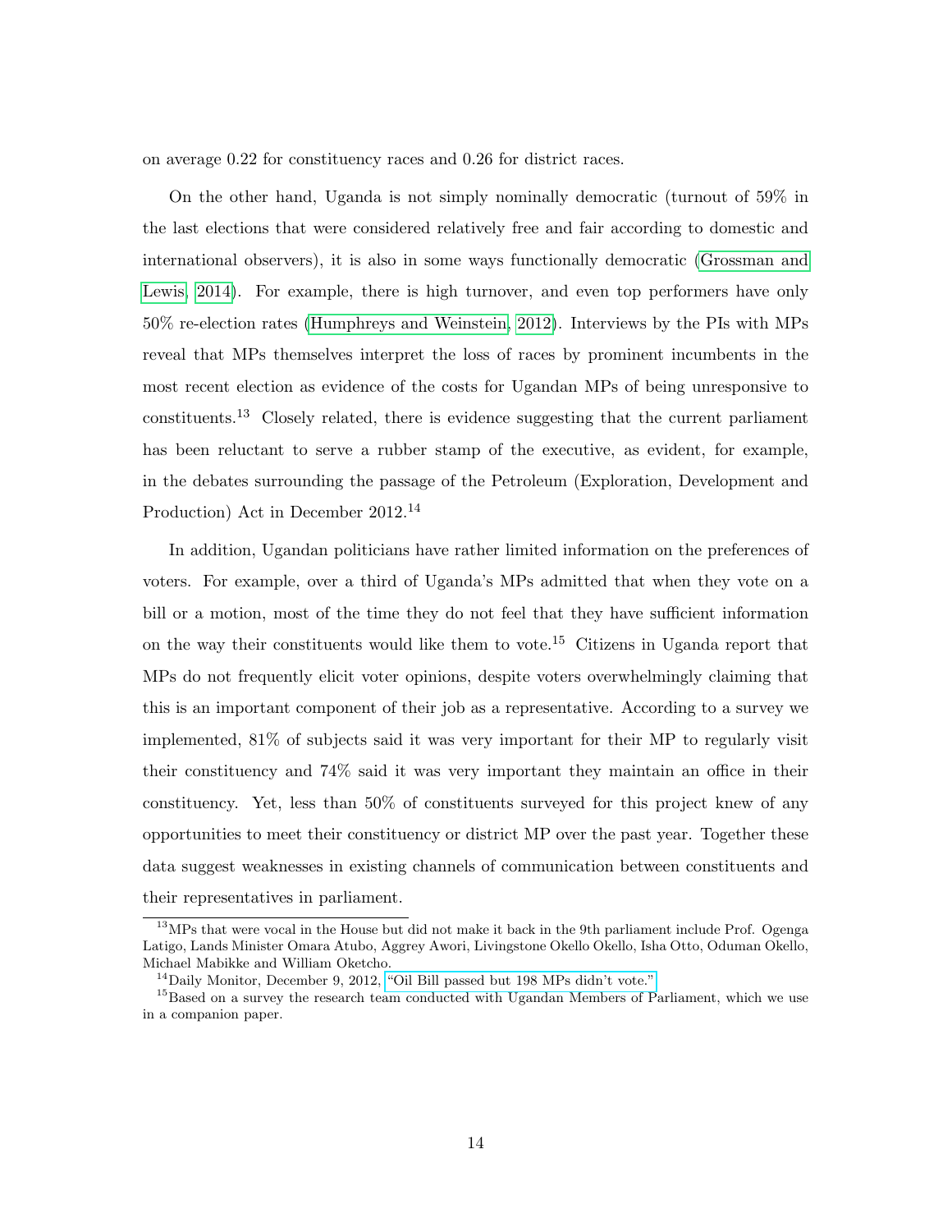on average 0.22 for constituency races and 0.26 for district races.

On the other hand, Uganda is not simply nominally democratic (turnout of 59% in the last elections that were considered relatively free and fair according to domestic and international observers), it is also in some ways functionally democratic (Grossman and Lewis, 2014). For example, there is high turnover, and even top performers have only 50% re-election rates (Humphreys and Weinstein, 2012). Interviews by the PIs with MPs reveal that MPs themselves interpret the loss of races by prominent incumbents in the most recent election as evidence of the costs for Ugandan MPs of being unresponsive to constituents.[13] Closely related, there is evidence suggesting that the current parliament has been reluctant to serve a rubber stamp of the executive, as evident, for example, in the debates surrounding the passage of the Petroleum (Exploration, Development and Production) Act in December 2012.[14]

In addition, Ugandan politicians have rather limited information on the preferences of voters. For example, over a third of Uganda's MPs admitted that when they vote on a bill or a motion, most of the time they do not feel that they have sufficient information on the way their constituents would like them to vote.[15] Citizens in Uganda report that MPs do not frequently elicit voter opinions, despite voters overwhelmingly claiming that this is an important component of their job as a representative. According to a survey we implemented, 81% of subjects said it was very important for their MP to regularly visit their constituency and 74% said it was very important they maintain an office in their constituency. Yet, less than 50% of constituents surveyed for this project knew of any opportunities to meet their constituency or district MP over the past year. Together these data suggest weaknesses in existing channels of communication between constituents and their representatives in parliament.

---

[13] MPs that were vocal in the House but did not make it back in the 9th parliament include Prof. Ogenga Latigo, Lands Minister Omara Atubo, Aggrey Awori, Livingstone Okello Okello, Isha Otto, Oduman Okello, Michael Mabikke and William Oketcho.

[14] Daily Monitor, December 9, 2012, "Oil Bill passed but 198 MPs didn't vote."

[15] Based on a survey the research team conducted with Ugandan Members of Parliament, which we use in a companion paper.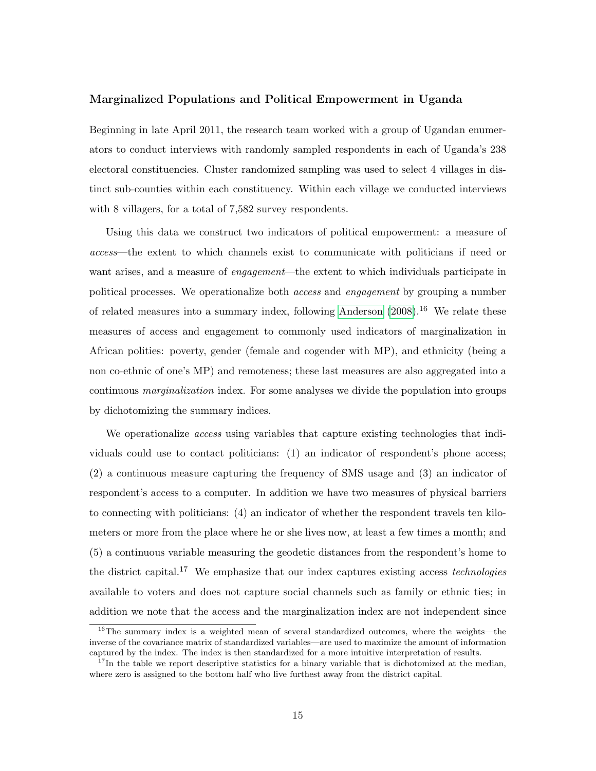**Marginalized Populations and Political Empowerment in Uganda**

Beginning in late April 2011, the research team worked with a group of Ugandan enumerators to conduct interviews with randomly sampled respondents in each of Uganda's 238 electoral constituencies. Cluster randomized sampling was used to select 4 villages in distinct sub-counties within each constituency. Within each village we conducted interviews with 8 villagers, for a total of 7,582 survey respondents.

Using this data we construct two indicators of political empowerment: a measure of *access*—the extent to which channels exist to communicate with politicians if need or want arises, and a measure of *engagement*—the extent to which individuals participate in political processes. We operationalize both *access* and *engagement* by grouping a number of related measures into a summary index, following Anderson (2008).[16] We relate these measures of access and engagement to commonly used indicators of marginalization in African polities: poverty, gender (female and cogender with MP), and ethnicity (being a non co-ethnic of one's MP) and remoteness; these last measures are also aggregated into a continuous *marginalization* index. For some analyses we divide the population into groups by dichotomizing the summary indices.

We operationalize *access* using variables that capture existing technologies that individuals could use to contact politicians: (1) an indicator of respondent's phone access; (2) a continuous measure capturing the frequency of SMS usage and (3) an indicator of respondent's access to a computer. In addition we have two measures of physical barriers to connecting with politicians: (4) an indicator of whether the respondent travels ten kilometers or more from the place where he or she lives now, at least a few times a month; and (5) a continuous variable measuring the geodetic distances from the respondent's home to the district capital.[17] We emphasize that our index captures existing access *technologies* available to voters and does not capture social channels such as family or ethnic ties; in addition we note that the access and the marginalization index are not independent since

[16] The summary index is a weighted mean of several standardized outcomes, where the weights—the inverse of the covariance matrix of standardized variables—are used to maximize the amount of information captured by the index. The index is then standardized for a more intuitive interpretation of results.

[17] In the table we report descriptive statistics for a binary variable that is dichotomized at the median, where zero is assigned to the bottom half who live furthest away from the district capital.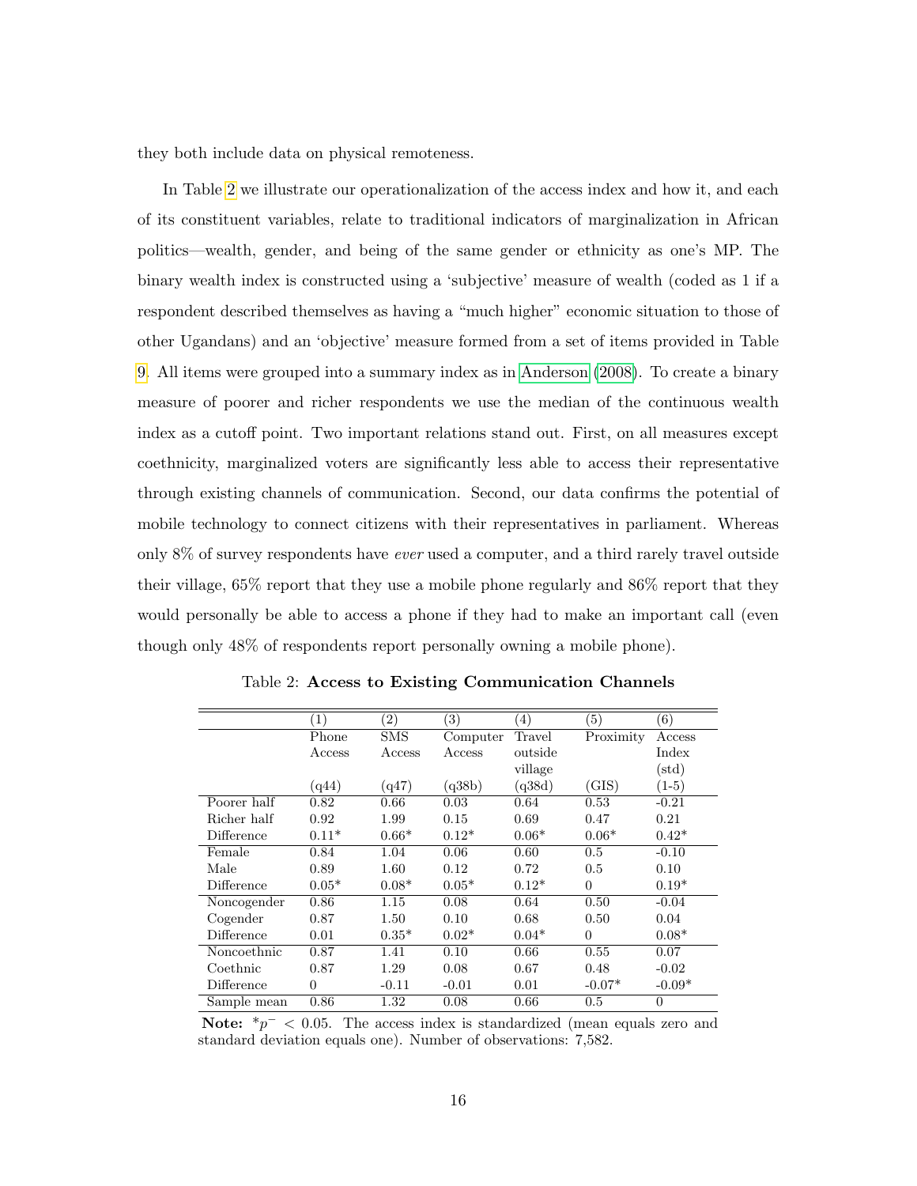they both include data on physical remoteness.

In Table 2 we illustrate our operationalization of the access index and how it, and each of its constituent variables, relate to traditional indicators of marginalization in African politics—wealth, gender, and being of the same gender or ethnicity as one's MP. The binary wealth index is constructed using a 'subjective' measure of wealth (coded as 1 if a respondent described themselves as having a "much higher" economic situation to those of other Ugandans) and an 'objective' measure formed from a set of items provided in Table 9. All items were grouped into a summary index as in Anderson (2008). To create a binary measure of poorer and richer respondents we use the median of the continuous wealth index as a cutoff point. Two important relations stand out. First, on all measures except coethnicity, marginalized voters are significantly less able to access their representative through existing channels of communication. Second, our data confirms the potential of mobile technology to connect citizens with their representatives in parliament. Whereas only 8% of survey respondents have *ever* used a computer, and a third rarely travel outside their village, 65% report that they use a mobile phone regularly and 86% report that they would personally be able to access a phone if they had to make an important call (even though only 48% of respondents report personally owning a mobile phone).

Table 2: **Access to Existing Communication Channels**

| | (1) | (2) | (3) | (4) | (5) | (6) |
|---|---|---|---|---|---|---|
| | Phone Access | SMS Access | Computer Access | Travel outside village | Proximity | Access Index (std) |
| | (q44) | (q47) | (q38b) | (q38d) | (GIS) | (1-5) |
| Poorer half | 0.82 | 0.66 | 0.03 | 0.64 | 0.53 | -0.21 |
| Richer half | 0.92 | 1.99 | 0.15 | 0.69 | 0.47 | 0.21 |
| Difference | 0.11* | 0.66* | 0.12* | 0.06* | 0.06* | 0.42* |
| Female | 0.84 | 1.04 | 0.06 | 0.60 | 0.5 | -0.10 |
| Male | 0.89 | 1.60 | 0.12 | 0.72 | 0.5 | 0.10 |
| Difference | 0.05* | 0.08* | 0.05* | 0.12* | 0 | 0.19* |
| Noncogender | 0.86 | 1.15 | 0.08 | 0.64 | 0.50 | -0.04 |
| Cogender | 0.87 | 1.50 | 0.10 | 0.68 | 0.50 | 0.04 |
| Difference | 0.01 | 0.35* | 0.02* | 0.04* | 0 | 0.08* |
| Noncoethnic | 0.87 | 1.41 | 0.10 | 0.66 | 0.55 | 0.07 |
| Coethnic | 0.87 | 1.29 | 0.08 | 0.67 | 0.48 | -0.02 |
| Difference | 0 | -0.11 | -0.01 | 0.01 | -0.07* | -0.09* |
| Sample mean | 0.86 | 1.32 | 0.08 | 0.66 | 0.5 | 0 |

**Note:** $*p^{-} < 0.05$. The access index is standardized (mean equals zero and standard deviation equals one). Number of observations: 7,582.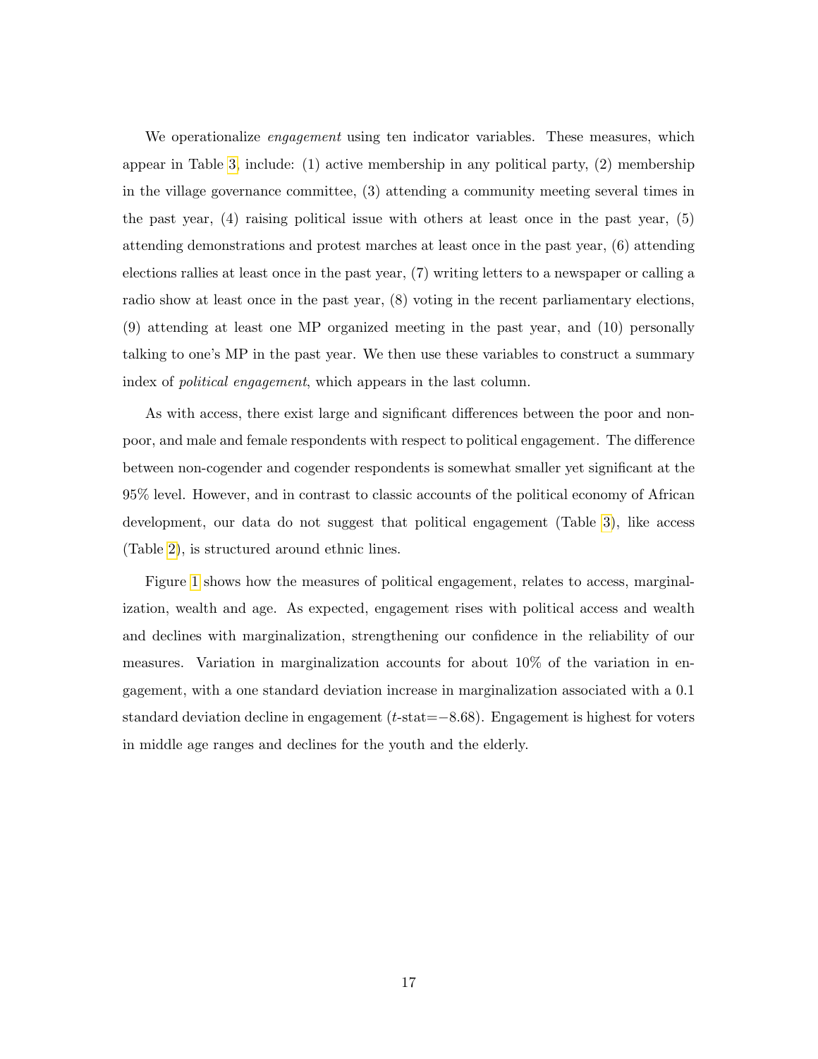We operationalize *engagement* using ten indicator variables. These measures, which appear in Table 3, include: (1) active membership in any political party, (2) membership in the village governance committee, (3) attending a community meeting several times in the past year, (4) raising political issue with others at least once in the past year, (5) attending demonstrations and protest marches at least once in the past year, (6) attending elections rallies at least once in the past year, (7) writing letters to a newspaper or calling a radio show at least once in the past year, (8) voting in the recent parliamentary elections, (9) attending at least one MP organized meeting in the past year, and (10) personally talking to one's MP in the past year. We then use these variables to construct a summary index of *political engagement*, which appears in the last column.

As with access, there exist large and significant differences between the poor and non-poor, and male and female respondents with respect to political engagement. The difference between non-cogender and cogender respondents is somewhat smaller yet significant at the 95% level. However, and in contrast to classic accounts of the political economy of African development, our data do not suggest that political engagement (Table 3), like access (Table 2), is structured around ethnic lines.

Figure 1 shows how the measures of political engagement, relates to access, marginalization, wealth and age. As expected, engagement rises with political access and wealth and declines with marginalization, strengthening our confidence in the reliability of our measures. Variation in marginalization accounts for about 10% of the variation in engagement, with a one standard deviation increase in marginalization associated with a 0.1 standard deviation decline in engagement ($t$-stat$=-8.68$). Engagement is highest for voters in middle age ranges and declines for the youth and the elderly.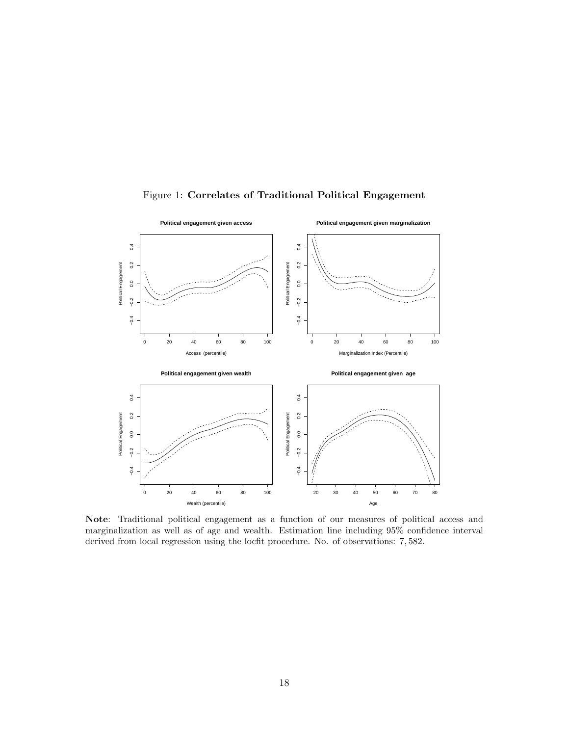Figure 1: **Correlates of Traditional Political Engagement**

**Note**: Traditional political engagement as a function of our measures of political access and marginalization as well as of age and wealth. Estimation line including 95% confidence interval derived from local regression using the locfit procedure. No. of observations: 7,582.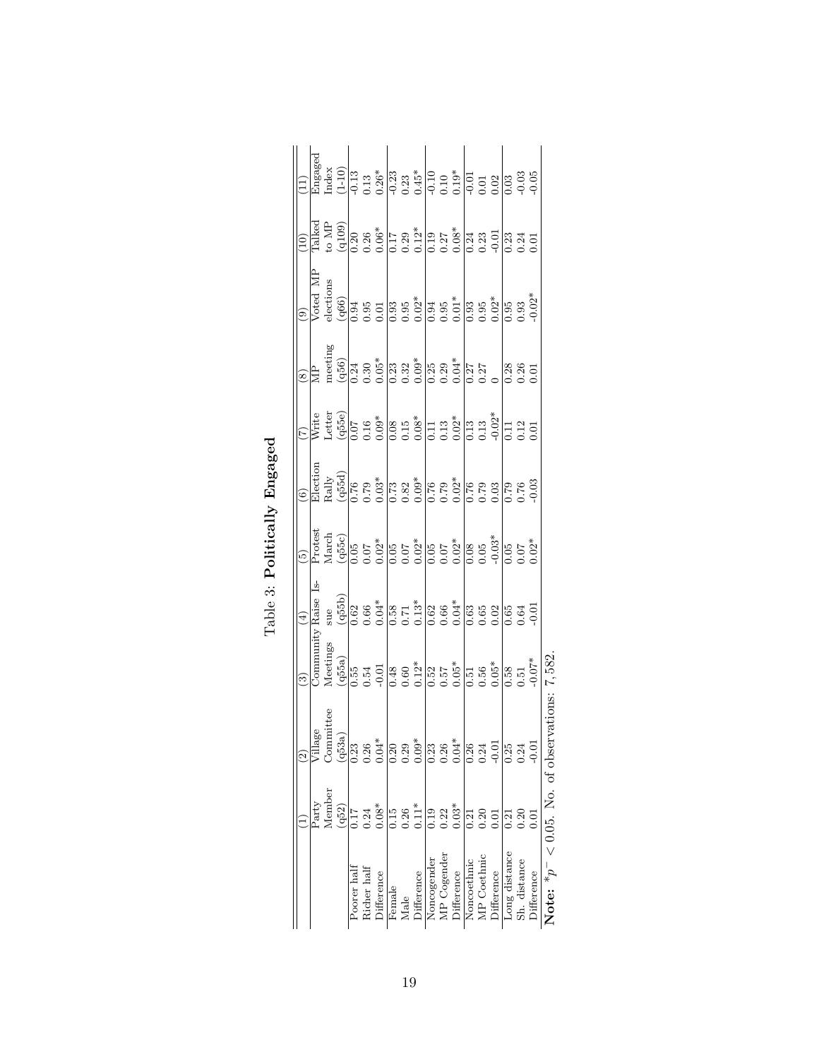Table 3: **Politically Engaged**

| | (1) | (2) | (3) | (4) | (5) | (6) | (7) | (8) | (9) | (10) | (11) |
|---|---|---|---|---|---|---|---|---|---|---|---|
| | Party Member (q52) | Village Committee (q53a) | Community Meetings (q55a) | Raise Issue (q55b) | Protest March (q55c) | Election Rally (q55d) | Write Letter (q55e) | MP meeting (q56) | Voted MP elections (q66) | Talked to MP (q109) | Engaged Index (1-10) |
| Poorer half | 0.17 | 0.23 | 0.55 | 0.62 | 0.05 | 0.76 | 0.07 | 0.24 | 0.94 | 0.20 | -0.13 |
| Richer half | 0.24 | 0.26 | 0.54 | 0.66 | 0.07 | 0.79 | 0.16 | 0.30 | 0.95 | 0.26 | 0.13 |
| Difference | 0.08* | 0.04* | -0.01 | 0.04* | 0.02* | 0.03* | 0.09* | 0.05* | 0.01 | 0.06* | 0.26* |
| Female | 0.15 | 0.20 | 0.48 | 0.58 | 0.05 | 0.73 | 0.08 | 0.23 | 0.93 | 0.17 | -0.23 |
| Male | 0.26 | 0.29 | 0.60 | 0.71 | 0.07 | 0.82 | 0.15 | 0.32 | 0.95 | 0.29 | 0.23 |
| Difference | 0.11* | 0.09* | 0.12* | 0.13* | 0.02* | 0.09* | 0.08* | 0.09* | 0.02* | 0.12* | 0.45* |
| Noncogender | 0.19 | 0.23 | 0.52 | 0.62 | 0.05 | 0.76 | 0.11 | 0.25 | 0.94 | 0.19 | -0.10 |
| MP Cogender | 0.22 | 0.26 | 0.57 | 0.66 | 0.07 | 0.79 | 0.13 | 0.29 | 0.95 | 0.27 | 0.10 |
| Difference | 0.03* | 0.04* | 0.05* | 0.04* | 0.02* | 0.02* | 0.02* | 0.04* | 0.01* | 0.08* | 0.19* |
| Noncoethnic | 0.21 | 0.26 | 0.51 | 0.63 | 0.08 | 0.76 | 0.13 | 0.27 | 0.93 | 0.24 | -0.01 |
| MP Coethnic | 0.20 | 0.24 | 0.56 | 0.65 | 0.05 | 0.79 | 0.13 | 0.27 | 0.95 | 0.23 | 0.01 |
| Difference | 0.01 | -0.01 | 0.05* | 0.02 | -0.03* | 0.03 | -0.02* | 0 | 0.02* | -0.01 | 0.02 |
| Long distance | 0.21 | 0.25 | 0.58 | 0.65 | 0.05 | 0.79 | 0.11 | 0.28 | 0.95 | 0.23 | 0.03 |
| Sh. distance | 0.20 | 0.24 | 0.51 | 0.64 | 0.07 | 0.76 | 0.12 | 0.26 | 0.93 | 0.24 | -0.03 |
| Difference | 0.01 | -0.01 | -0.07* | -0.01 | 0.02* | -0.03 | 0.01 | 0.01 | -0.02* | 0.01 | -0.05 |

**Note:** $^*p^- < 0.05$. No. of observations: 7,582.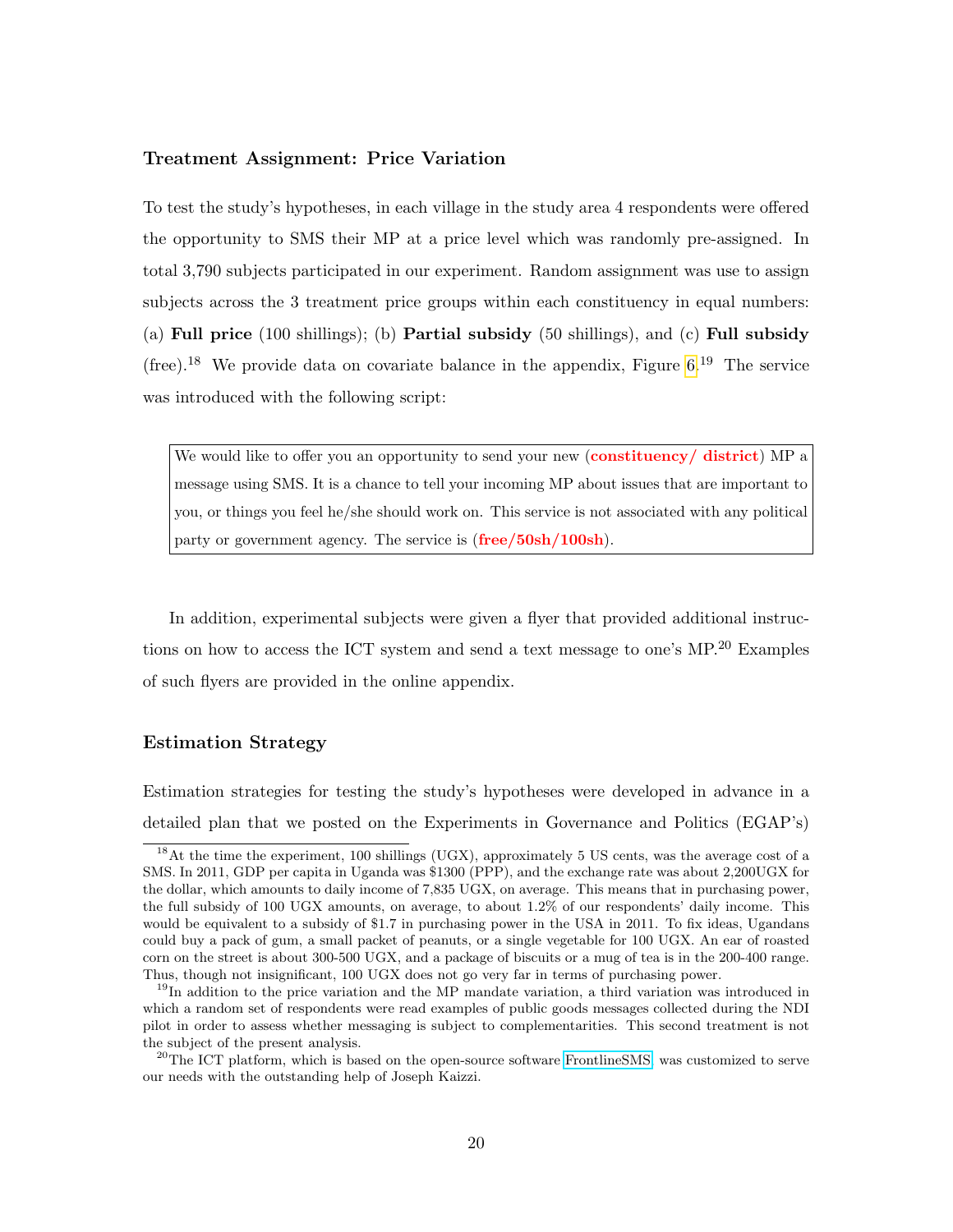### Treatment Assignment: Price Variation

To test the study's hypotheses, in each village in the study area 4 respondents were offered the opportunity to SMS their MP at a price level which was randomly pre-assigned. In total 3,790 subjects participated in our experiment. Random assignment was use to assign subjects across the 3 treatment price groups within each constituency in equal numbers: (a) **Full price** (100 shillings); (b) **Partial subsidy** (50 shillings), and (c) **Full subsidy** (free).[18] We provide data on covariate balance in the appendix, Figure 6.[19] The service was introduced with the following script:

> We would like to offer you an opportunity to send your new (**constituency/ district**) MP a message using SMS. It is a chance to tell your incoming MP about issues that are important to you, or things you feel he/she should work on. This service is not associated with any political party or government agency. The service is (**free/50sh/100sh**).

In addition, experimental subjects were given a flyer that provided additional instructions on how to access the ICT system and send a text message to one's MP.[20] Examples of such flyers are provided in the online appendix.

### Estimation Strategy

Estimation strategies for testing the study's hypotheses were developed in advance in a detailed plan that we posted on the Experiments in Governance and Politics (EGAP's)

---

[18] At the time the experiment, 100 shillings (UGX), approximately 5 US cents, was the average cost of a SMS. In 2011, GDP per capita in Uganda was $1300 (PPP), and the exchange rate was about 2,200UGX for the dollar, which amounts to daily income of 7,835 UGX, on average. This means that in purchasing power, the full subsidy of 100 UGX amounts, on average, to about 1.2% of our respondents' daily income. This would be equivalent to a subsidy of $1.7 in purchasing power in the USA in 2011. To fix ideas, Ugandans could buy a pack of gum, a small packet of peanuts, or a single vegetable for 100 UGX. An ear of roasted corn on the street is about 300-500 UGX, and a package of biscuits or a mug of tea is in the 200-400 range. Thus, though not insignificant, 100 UGX does not go very far in terms of purchasing power.

[19] In addition to the price variation and the MP mandate variation, a third variation was introduced in which a random set of respondents were read examples of public goods messages collected during the NDI pilot in order to assess whether messaging is subject to complementarities. This second treatment is not the subject of the present analysis.

[20] The ICT platform, which is based on the open-source software FrontlineSMS, was customized to serve our needs with the outstanding help of Joseph Kaizzi.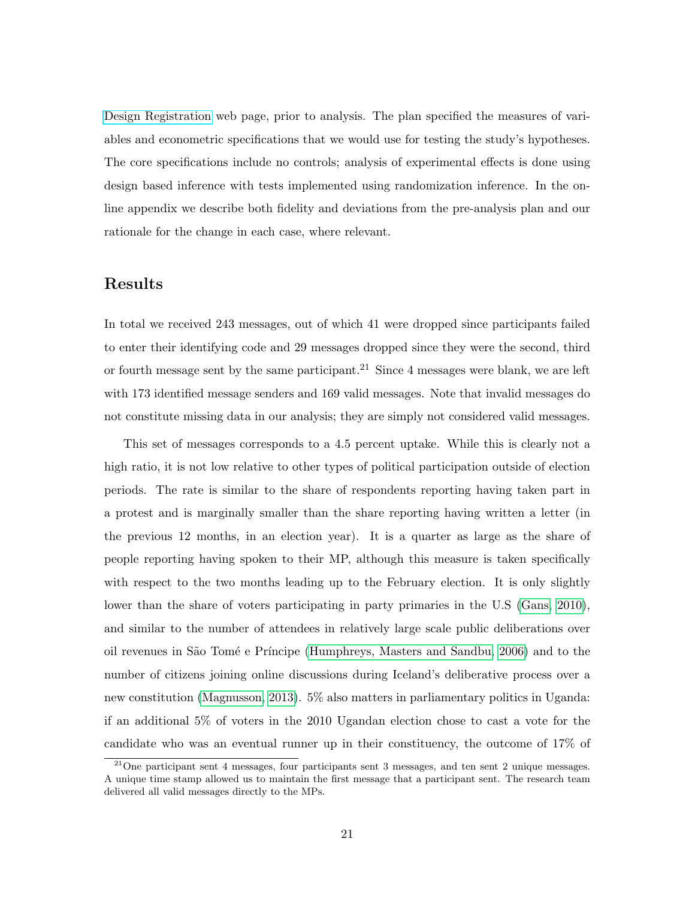Design Registration web page, prior to analysis. The plan specified the measures of variables and econometric specifications that we would use for testing the study's hypotheses. The core specifications include no controls; analysis of experimental effects is done using design based inference with tests implemented using randomization inference. In the online appendix we describe both fidelity and deviations from the pre-analysis plan and our rationale for the change in each case, where relevant.

## Results

In total we received 243 messages, out of which 41 were dropped since participants failed to enter their identifying code and 29 messages dropped since they were the second, third or fourth message sent by the same participant.[21] Since 4 messages were blank, we are left with 173 identified message senders and 169 valid messages. Note that invalid messages do not constitute missing data in our analysis; they are simply not considered valid messages.

This set of messages corresponds to a 4.5 percent uptake. While this is clearly not a high ratio, it is not low relative to other types of political participation outside of election periods. The rate is similar to the share of respondents reporting having taken part in a protest and is marginally smaller than the share reporting having written a letter (in the previous 12 months, in an election year). It is a quarter as large as the share of people reporting having spoken to their MP, although this measure is taken specifically with respect to the two months leading up to the February election. It is only slightly lower than the share of voters participating in party primaries in the U.S (Gans, 2010), and similar to the number of attendees in relatively large scale public deliberations over oil revenues in São Tomé e Príncipe (Humphreys, Masters and Sandbu, 2006) and to the number of citizens joining online discussions during Iceland's deliberative process over a new constitution (Magnusson, 2013). 5% also matters in parliamentary politics in Uganda: if an additional 5% of voters in the 2010 Ugandan election chose to cast a vote for the candidate who was an eventual runner up in their constituency, the outcome of 17% of

[21] One participant sent 4 messages, four participants sent 3 messages, and ten sent 2 unique messages. A unique time stamp allowed us to maintain the first message that a participant sent. The research team delivered all valid messages directly to the MPs.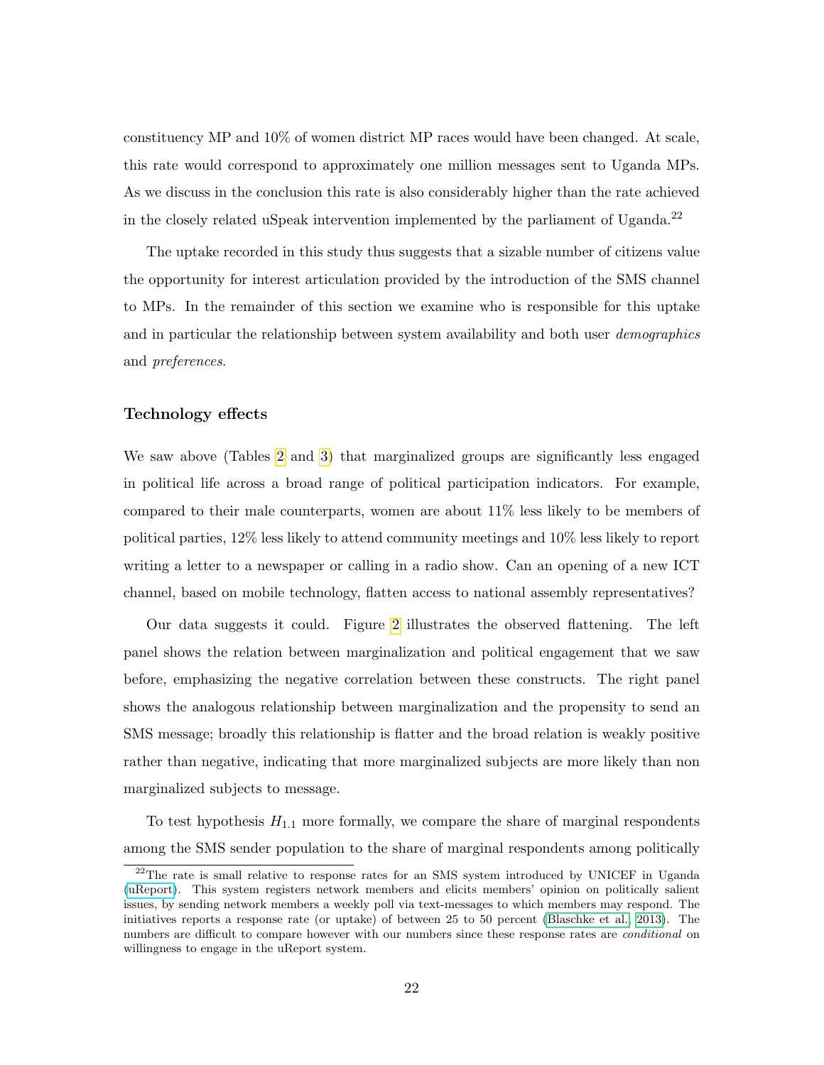constituency MP and 10% of women district MP races would have been changed. At scale, this rate would correspond to approximately one million messages sent to Uganda MPs. As we discuss in the conclusion this rate is also considerably higher than the rate achieved in the closely related uSpeak intervention implemented by the parliament of Uganda.[22]

The uptake recorded in this study thus suggests that a sizable number of citizens value the opportunity for interest articulation provided by the introduction of the SMS channel to MPs. In the remainder of this section we examine who is responsible for this uptake and in particular the relationship between system availability and both user *demographics* and *preferences*.

### Technology effects

We saw above (Tables 2 and 3) that marginalized groups are significantly less engaged in political life across a broad range of political participation indicators. For example, compared to their male counterparts, women are about 11% less likely to be members of political parties, 12% less likely to attend community meetings and 10% less likely to report writing a letter to a newspaper or calling in a radio show. Can an opening of a new ICT channel, based on mobile technology, flatten access to national assembly representatives?

Our data suggests it could. Figure 2 illustrates the observed flattening. The left panel shows the relation between marginalization and political engagement that we saw before, emphasizing the negative correlation between these constructs. The right panel shows the analogous relationship between marginalization and the propensity to send an SMS message; broadly this relationship is flatter and the broad relation is weakly positive rather than negative, indicating that more marginalized subjects are more likely than non marginalized subjects to message.

To test hypothesis $H_{1.1}$ more formally, we compare the share of marginal respondents among the SMS sender population to the share of marginal respondents among politically

[22] The rate is small relative to response rates for an SMS system introduced by UNICEF in Uganda (uReport). This system registers network members and elicits members' opinion on politically salient issues, by sending network members a weekly poll via text-messages to which members may respond. The initiatives reports a response rate (or uptake) of between 25 to 50 percent (Blaschke et al., 2013). The numbers are difficult to compare however with our numbers since these response rates are *conditional* on willingness to engage in the uReport system.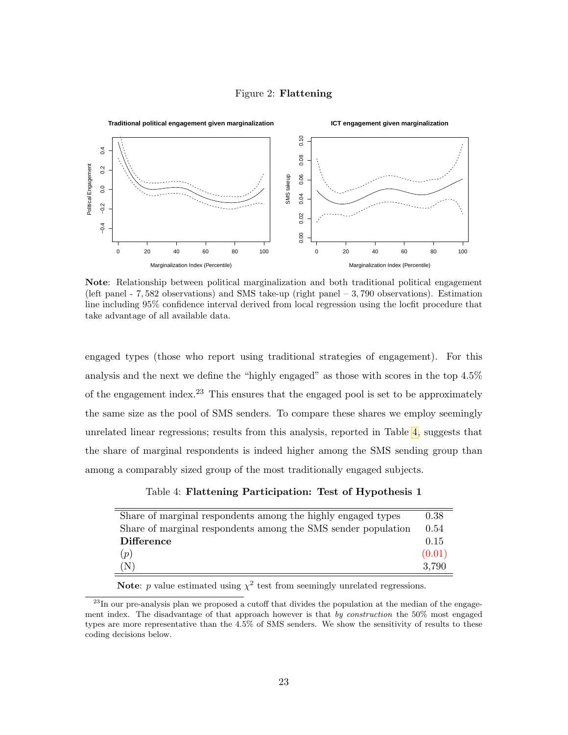Figure 2: **Flattening**

**Note**: Relationship between political marginalization and both traditional political engagement (left panel - 7,582 observations) and SMS take-up (right panel – 3,790 observations). Estimation line including 95% confidence interval derived from local regression using the locfit procedure that take advantage of all available data.

engaged types (those who report using traditional strategies of engagement). For this analysis and the next we define the "highly engaged" as those with scores in the top 4.5% of the engagement index.[23] This ensures that the engaged pool is set to be approximately the same size as the pool of SMS senders. To compare these shares we employ seemingly unrelated linear regressions; results from this analysis, reported in Table 4, suggests that the share of marginal respondents is indeed higher among the SMS sending group than among a comparably sized group of the most traditionally engaged subjects.

Table 4: **Flattening Participation: Test of Hypothesis 1**

| | |
|---|---|
| Share of marginal respondents among the highly engaged types | 0.38 |
| Share of marginal respondents among the SMS sender population | 0.54 |
| **Difference** | 0.15 |
| $(p)$ | (0.01) |
| (N) | 3,790 |

**Note**: $p$ value estimated using $\chi^2$ test from seemingly unrelated regressions.

[23] In our pre-analysis plan we proposed a cutoff that divides the population at the median of the engagement index. The disadvantage of that approach however is that *by construction* the 50% most engaged types are more representative than the 4.5% of SMS senders. We show the sensitivity of results to these coding decisions below.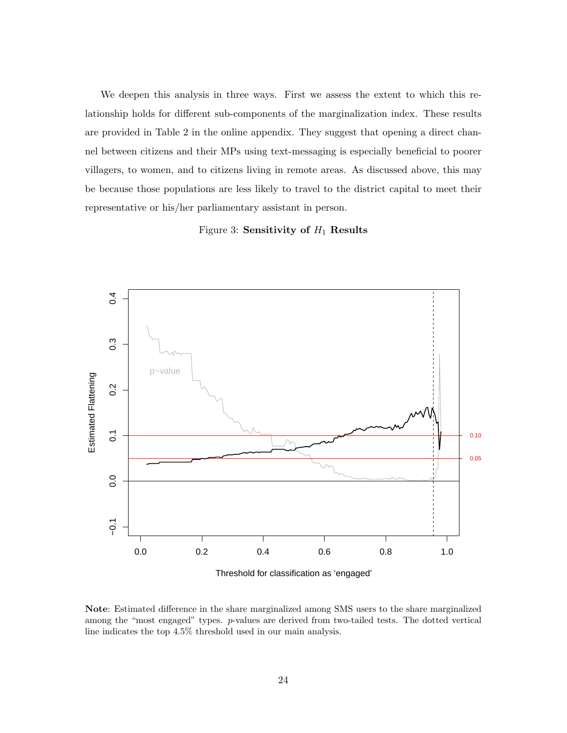We deepen this analysis in three ways. First we assess the extent to which this relationship holds for different sub-components of the marginalization index. These results are provided in Table 2 in the online appendix. They suggest that opening a direct channel between citizens and their MPs using text-messaging is especially beneficial to poorer villagers, to women, and to citizens living in remote areas. As discussed above, this may be because those populations are less likely to travel to the district capital to meet their representative or his/her parliamentary assistant in person.

Figure 3: **Sensitivity of $H_1$ Results**

**Note**: Estimated difference in the share marginalized among SMS users to the share marginalized among the "most engaged" types. $p$-values are derived from two-tailed tests. The dotted vertical line indicates the top 4.5% threshold used in our main analysis.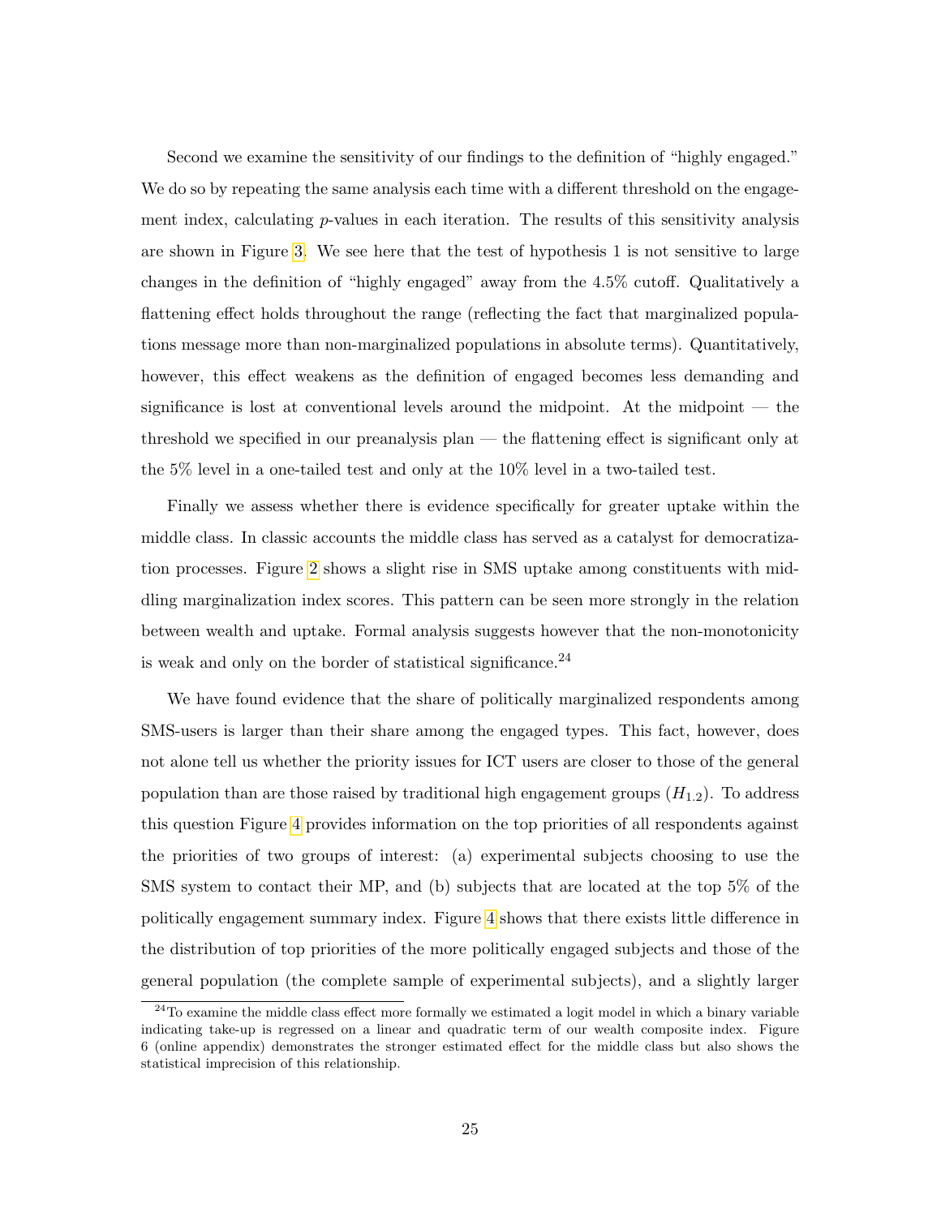Second we examine the sensitivity of our findings to the definition of "highly engaged." We do so by repeating the same analysis each time with a different threshold on the engagement index, calculating $p$-values in each iteration. The results of this sensitivity analysis are shown in Figure 3. We see here that the test of hypothesis 1 is not sensitive to large changes in the definition of "highly engaged" away from the 4.5% cutoff. Qualitatively a flattening effect holds throughout the range (reflecting the fact that marginalized populations message more than non-marginalized populations in absolute terms). Quantitatively, however, this effect weakens as the definition of engaged becomes less demanding and significance is lost at conventional levels around the midpoint. At the midpoint — the threshold we specified in our preanalysis plan — the flattening effect is significant only at the 5% level in a one-tailed test and only at the 10% level in a two-tailed test.

Finally we assess whether there is evidence specifically for greater uptake within the middle class. In classic accounts the middle class has served as a catalyst for democratization processes. Figure 2 shows a slight rise in SMS uptake among constituents with middling marginalization index scores. This pattern can be seen more strongly in the relation between wealth and uptake. Formal analysis suggests however that the non-monotonicity is weak and only on the border of statistical significance.[24]

We have found evidence that the share of politically marginalized respondents among SMS-users is larger than their share among the engaged types. This fact, however, does not alone tell us whether the priority issues for ICT users are closer to those of the general population than are those raised by traditional high engagement groups ($H_{1.2}$). To address this question Figure 4 provides information on the top priorities of all respondents against the priorities of two groups of interest: (a) experimental subjects choosing to use the SMS system to contact their MP, and (b) subjects that are located at the top 5% of the politically engagement summary index. Figure 4 shows that there exists little difference in the distribution of top priorities of the more politically engaged subjects and those of the general population (the complete sample of experimental subjects), and a slightly larger

[24] To examine the middle class effect more formally we estimated a logit model in which a binary variable indicating take-up is regressed on a linear and quadratic term of our wealth composite index. Figure 6 (online appendix) demonstrates the stronger estimated effect for the middle class but also shows the statistical imprecision of this relationship.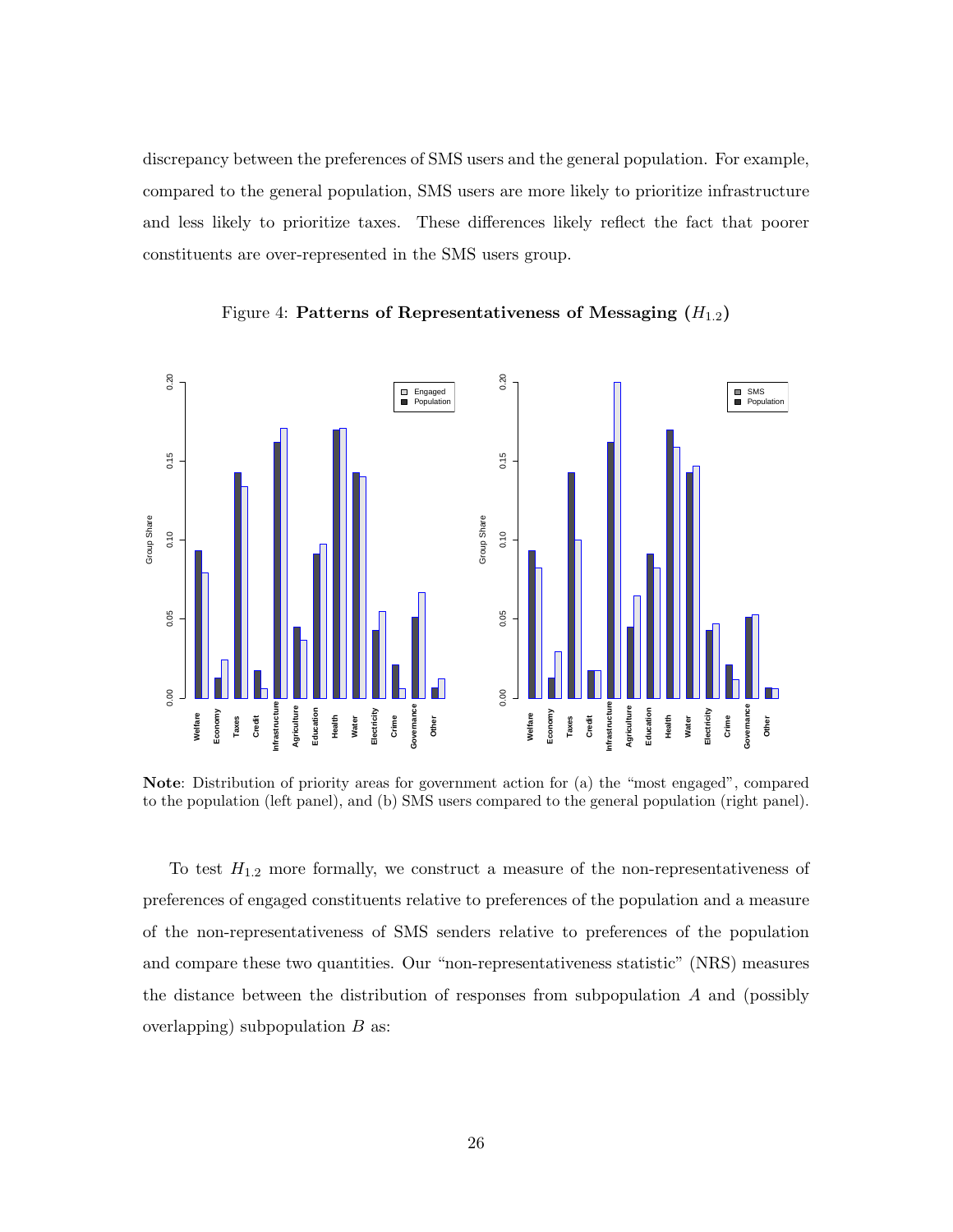discrepancy between the preferences of SMS users and the general population. For example, compared to the general population, SMS users are more likely to prioritize infrastructure and less likely to prioritize taxes. These differences likely reflect the fact that poorer constituents are over-represented in the SMS users group.

Figure 4: **Patterns of Representativeness of Messaging ($H_{1.2}$)**

**Note**: Distribution of priority areas for government action for (a) the "most engaged", compared to the population (left panel), and (b) SMS users compared to the general population (right panel).

To test $H_{1.2}$ more formally, we construct a measure of the non-representativeness of preferences of engaged constituents relative to preferences of the population and a measure of the non-representativeness of SMS senders relative to preferences of the population and compare these two quantities. Our "non-representativeness statistic" (NRS) measures the distance between the distribution of responses from subpopulation $A$ and (possibly overlapping) subpopulation $B$ as: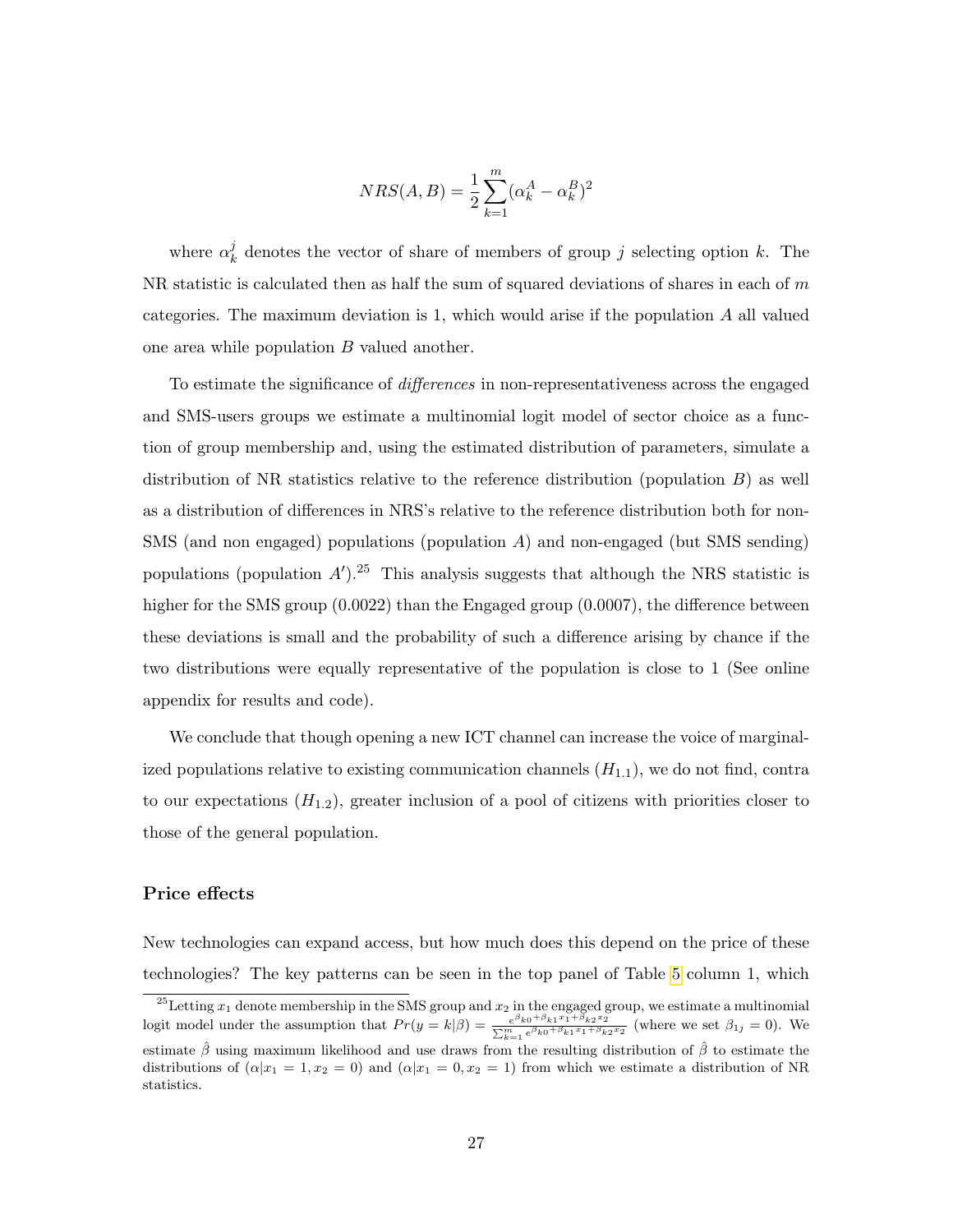$$NRS(A,B) = \frac{1}{2}\sum_{k=1}^{m}(\alpha_k^A - \alpha_k^B)^2$$

where $\alpha_k^j$ denotes the vector of share of members of group $j$ selecting option $k$. The NR statistic is calculated then as half the sum of squared deviations of shares in each of $m$ categories. The maximum deviation is 1, which would arise if the population $A$ all valued one area while population $B$ valued another.

To estimate the significance of *differences* in non-representativeness across the engaged and SMS-users groups we estimate a multinomial logit model of sector choice as a function of group membership and, using the estimated distribution of parameters, simulate a distribution of NR statistics relative to the reference distribution (population $B$) as well as a distribution of differences in NRS's relative to the reference distribution both for non-SMS (and non engaged) populations (population $A$) and non-engaged (but SMS sending) populations (population $A'$).[25] This analysis suggests that although the NRS statistic is higher for the SMS group (0.0022) than the Engaged group (0.0007), the difference between these deviations is small and the probability of such a difference arising by chance if the two distributions were equally representative of the population is close to 1 (See online appendix for results and code).

We conclude that though opening a new ICT channel can increase the voice of marginalized populations relative to existing communication channels ($H_{1.1}$), we do not find, contra to our expectations ($H_{1.2}$), greater inclusion of a pool of citizens with priorities closer to those of the general population.

### Price effects

New technologies can expand access, but how much does this depend on the price of these technologies? The key patterns can be seen in the top panel of Table 5 column 1, which

[25] Letting $x_1$ denote membership in the SMS group and $x_2$ in the engaged group, we estimate a multinomial logit model under the assumption that $Pr(y = k|\beta) = \frac{e^{\beta_{k0}+\beta_{k1}x_1+\beta_{k2}x_2}}{\sum_{k=1}^{m} e^{\beta_{k0}+\beta_{k1}x_1+\beta_{k2}x_2}}$ (where we set $\beta_{1j} = 0$). We estimate $\hat{\beta}$ using maximum likelihood and use draws from the resulting distribution of $\hat{\beta}$ to estimate the distributions of $(\alpha|x_1 = 1, x_2 = 0)$ and $(\alpha|x_1 = 0, x_2 = 1)$ from which we estimate a distribution of NR statistics.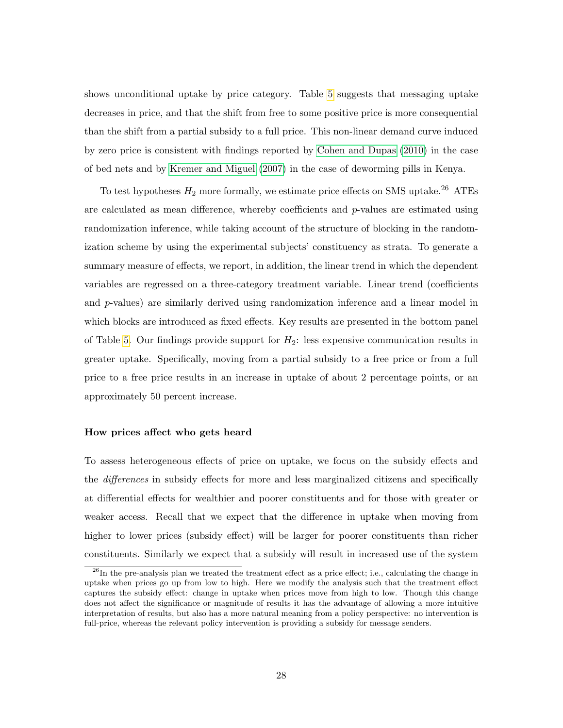shows unconditional uptake by price category. Table 5 suggests that messaging uptake decreases in price, and that the shift from free to some positive price is more consequential than the shift from a partial subsidy to a full price. This non-linear demand curve induced by zero price is consistent with findings reported by Cohen and Dupas (2010) in the case of bed nets and by Kremer and Miguel (2007) in the case of deworming pills in Kenya.

To test hypotheses $H_2$ more formally, we estimate price effects on SMS uptake.[26] ATEs are calculated as mean difference, whereby coefficients and $p$-values are estimated using randomization inference, while taking account of the structure of blocking in the randomization scheme by using the experimental subjects' constituency as strata. To generate a summary measure of effects, we report, in addition, the linear trend in which the dependent variables are regressed on a three-category treatment variable. Linear trend (coefficients and $p$-values) are similarly derived using randomization inference and a linear model in which blocks are introduced as fixed effects. Key results are presented in the bottom panel of Table 5. Our findings provide support for $H_2$: less expensive communication results in greater uptake. Specifically, moving from a partial subsidy to a free price or from a full price to a free price results in an increase in uptake of about 2 percentage points, or an approximately 50 percent increase.

**How prices affect who gets heard**

To assess heterogeneous effects of price on uptake, we focus on the subsidy effects and the *differences* in subsidy effects for more and less marginalized citizens and specifically at differential effects for wealthier and poorer constituents and for those with greater or weaker access. Recall that we expect that the difference in uptake when moving from higher to lower prices (subsidy effect) will be larger for poorer constituents than richer constituents. Similarly we expect that a subsidy will result in increased use of the system

[26] In the pre-analysis plan we treated the treatment effect as a price effect; i.e., calculating the change in uptake when prices go up from low to high. Here we modify the analysis such that the treatment effect captures the subsidy effect: change in uptake when prices move from high to low. Though this change does not affect the significance or magnitude of results it has the advantage of allowing a more intuitive interpretation of results, but also has a more natural meaning from a policy perspective: no intervention is full-price, whereas the relevant policy intervention is providing a subsidy for message senders.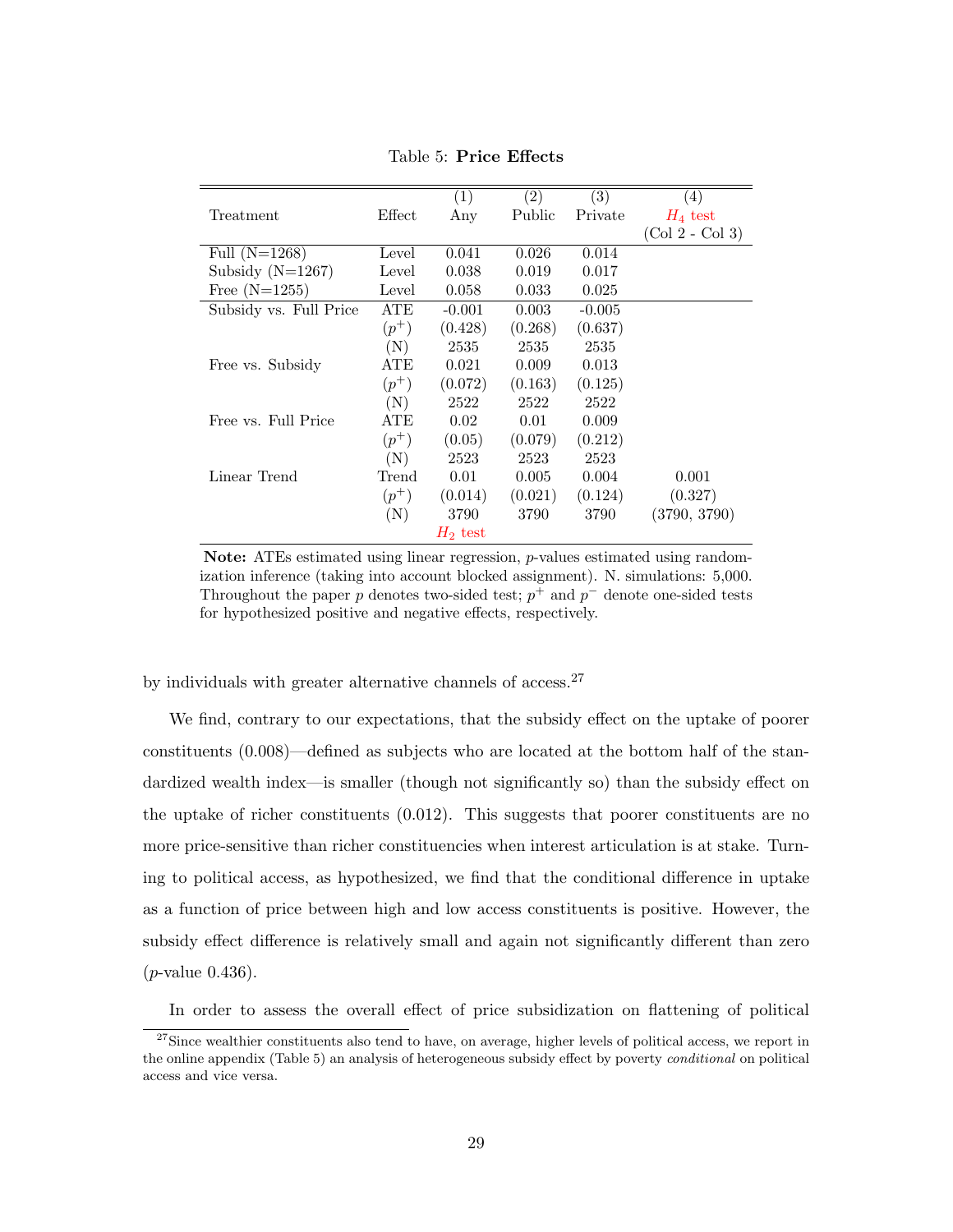Table 5: **Price Effects**

| Treatment | Effect | (1) Any | (2) Public | (3) Private | (4) $H_4$ test (Col 2 - Col 3) |
|---|---|---|---|---|---|
| Full (N=1268) | Level | 0.041 | 0.026 | 0.014 | |
| Subsidy (N=1267) | Level | 0.038 | 0.019 | 0.017 | |
| Free (N=1255) | Level | 0.058 | 0.033 | 0.025 | |
| Subsidy vs. Full Price | ATE | -0.001 | 0.003 | -0.005 | |
| | $(p^+)$ | (0.428) | (0.268) | (0.637) | |
| | (N) | 2535 | 2535 | 2535 | |
| Free vs. Subsidy | ATE | 0.021 | 0.009 | 0.013 | |
| | $(p^+)$ | (0.072) | (0.163) | (0.125) | |
| | (N) | 2522 | 2522 | 2522 | |
| Free vs. Full Price | ATE | 0.02 | 0.01 | 0.009 | |
| | $(p^+)$ | (0.05) | (0.079) | (0.212) | |
| | (N) | 2523 | 2523 | 2523 | |
| Linear Trend | Trend | 0.01 | 0.005 | 0.004 | 0.001 |
| | $(p^+)$ | (0.014) | (0.021) | (0.124) | (0.327) |
| | (N) | 3790 | 3790 | 3790 | (3790, 3790) |
| | | $H_2$ test | | | |

**Note:** ATEs estimated using linear regression, $p$-values estimated using randomization inference (taking into account blocked assignment). N. simulations: 5,000. Throughout the paper $p$ denotes two-sided test; $p^+$ and $p^-$ denote one-sided tests for hypothesized positive and negative effects, respectively.

by individuals with greater alternative channels of access.[27]

We find, contrary to our expectations, that the subsidy effect on the uptake of poorer constituents (0.008)—defined as subjects who are located at the bottom half of the standardized wealth index—is smaller (though not significantly so) than the subsidy effect on the uptake of richer constituents (0.012). This suggests that poorer constituents are no more price-sensitive than richer constituencies when interest articulation is at stake. Turning to political access, as hypothesized, we find that the conditional difference in uptake as a function of price between high and low access constituents is positive. However, the subsidy effect difference is relatively small and again not significantly different than zero ($p$-value 0.436).

In order to assess the overall effect of price subsidization on flattening of political

[27] Since wealthier constituents also tend to have, on average, higher levels of political access, we report in the online appendix (Table 5) an analysis of heterogeneous subsidy effect by poverty *conditional* on political access and vice versa.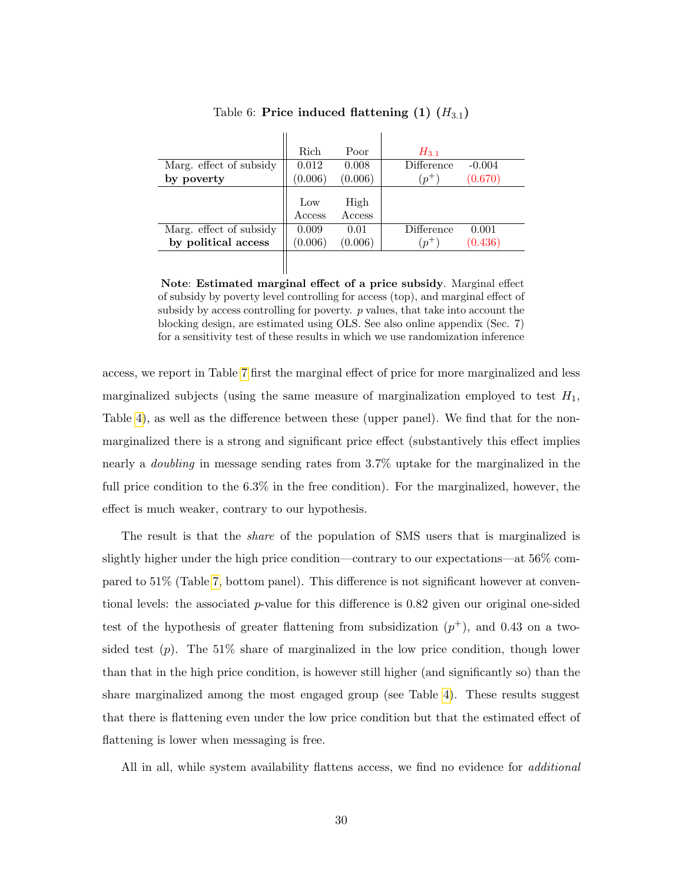Table 6: **Price induced flattening (1)** ($H_{3.1}$)

| | Rich | Poor | $H_{3.1}$ | |
|---|---|---|---|---|
| Marg. effect of subsidy | 0.012 | 0.008 | Difference | -0.004 |
| **by poverty** | (0.006) | (0.006) | ($p^+$) | (0.670) |
| | Low Access | High Access | | |
| Marg. effect of subsidy | 0.009 | 0.01 | Difference | 0.001 |
| **by political access** | (0.006) | (0.006) | ($p^+$) | (0.436) |

**Note**: **Estimated marginal effect of a price subsidy**. Marginal effect of subsidy by poverty level controlling for access (top), and marginal effect of subsidy by access controlling for poverty. $p$ values, that take into account the blocking design, are estimated using OLS. See also online appendix (Sec. 7) for a sensitivity test of these results in which we use randomization inference

access, we report in Table 7 first the marginal effect of price for more marginalized and less marginalized subjects (using the same measure of marginalization employed to test $H_1$, Table 4), as well as the difference between these (upper panel). We find that for the non-marginalized there is a strong and significant price effect (substantively this effect implies nearly a *doubling* in message sending rates from 3.7% uptake for the marginalized in the full price condition to the 6.3% in the free condition). For the marginalized, however, the effect is much weaker, contrary to our hypothesis.

The result is that the *share* of the population of SMS users that is marginalized is slightly higher under the high price condition—contrary to our expectations—at 56% compared to 51% (Table 7, bottom panel). This difference is not significant however at conventional levels: the associated $p$-value for this difference is 0.82 given our original one-sided test of the hypothesis of greater flattening from subsidization ($p^+$), and 0.43 on a two-sided test ($p$). The 51% share of marginalized in the low price condition, though lower than that in the high price condition, is however still higher (and significantly so) than the share marginalized among the most engaged group (see Table 4). These results suggest that there is flattening even under the low price condition but that the estimated effect of flattening is lower when messaging is free.

All in all, while system availability flattens access, we find no evidence for *additional*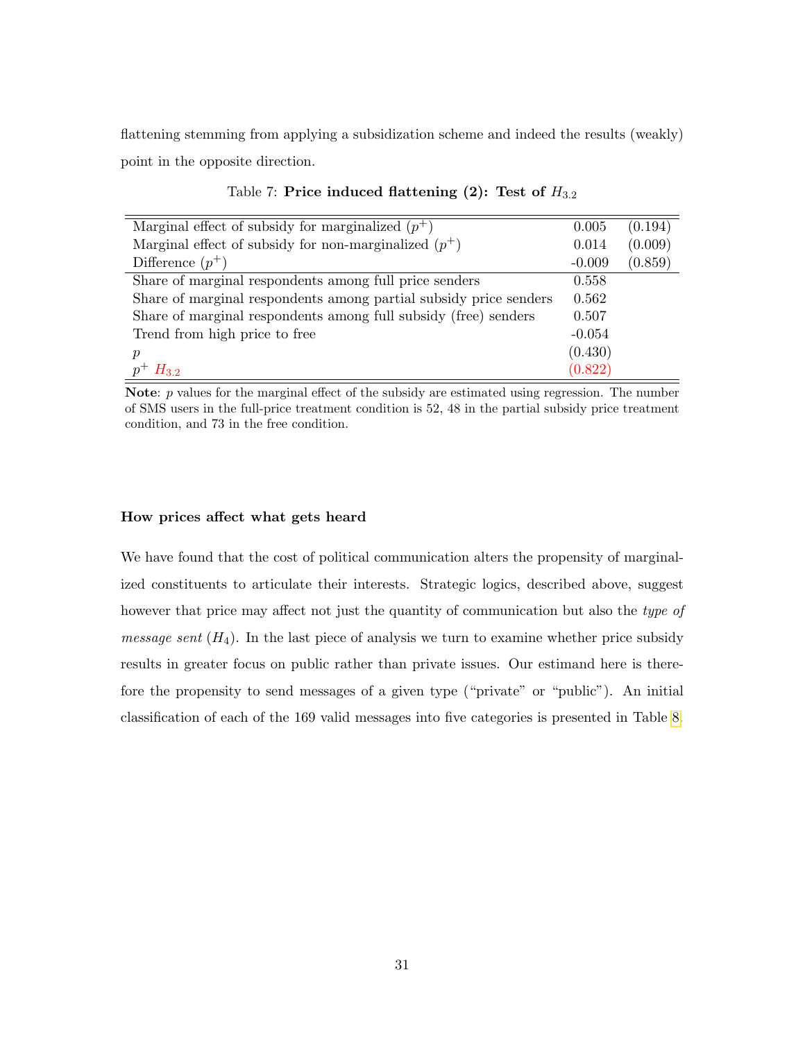flattening stemming from applying a subsidization scheme and indeed the results (weakly) point in the opposite direction.

Table 7: **Price induced flattening (2): Test of $H_{3.2}$**

| | | |
|---|---|---|
| Marginal effect of subsidy for marginalized ($p^+$) | 0.005 | (0.194) |
| Marginal effect of subsidy for non-marginalized ($p^+$) | 0.014 | (0.009) |
| Difference ($p^+$) | -0.009 | (0.859) |
| Share of marginal respondents among full price senders | 0.558 | |
| Share of marginal respondents among partial subsidy price senders | 0.562 | |
| Share of marginal respondents among full subsidy (free) senders | 0.507 | |
| Trend from high price to free | -0.054 | |
| $p$ | (0.430) | |
| $p^+$ $H_{3.2}$ | (0.822) | |

**Note**: $p$ values for the marginal effect of the subsidy are estimated using regression. The number of SMS users in the full-price treatment condition is 52, 48 in the partial subsidy price treatment condition, and 73 in the free condition.

**How prices affect what gets heard**

We have found that the cost of political communication alters the propensity of marginalized constituents to articulate their interests. Strategic logics, described above, suggest however that price may affect not just the quantity of communication but also the *type of message sent* ($H_4$). In the last piece of analysis we turn to examine whether price subsidy results in greater focus on public rather than private issues. Our estimand here is therefore the propensity to send messages of a given type ("private" or "public"). An initial classification of each of the 169 valid messages into five categories is presented in Table 8.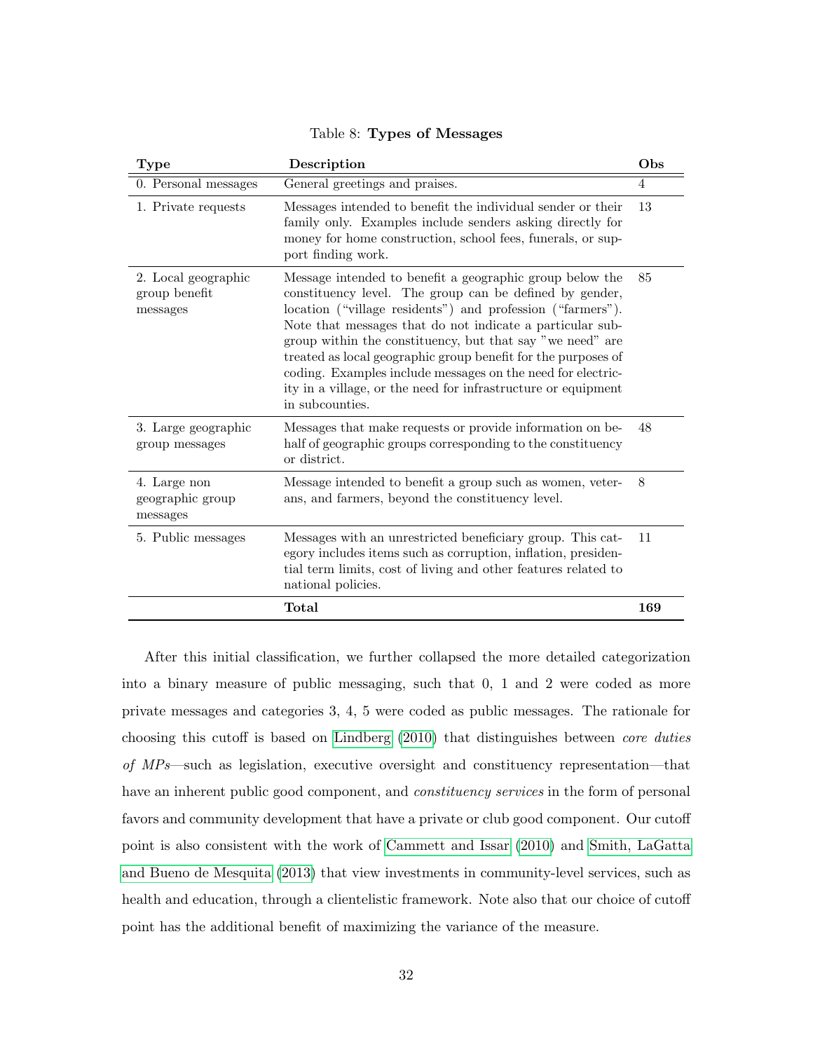Table 8: **Types of Messages**

| Type | Description | Obs |
|---|---|---|
| 0. Personal messages | General greetings and praises. | 4 |
| 1. Private requests | Messages intended to benefit the individual sender or their family only. Examples include senders asking directly for money for home construction, school fees, funerals, or support finding work. | 13 |
| 2. Local geographic group benefit messages | Message intended to benefit a geographic group below the constituency level. The group can be defined by gender, location ("village residents") and profession ("farmers"). Note that messages that do not indicate a particular subgroup within the constituency, but that say "we need" are treated as local geographic group benefit for the purposes of coding. Examples include messages on the need for electricity in a village, or the need for infrastructure or equipment in subcounties. | 85 |
| 3. Large geographic group messages | Messages that make requests or provide information on behalf of geographic groups corresponding to the constituency or district. | 48 |
| 4. Large non geographic group messages | Message intended to benefit a group such as women, veterans, and farmers, beyond the constituency level. | 8 |
| 5. Public messages | Messages with an unrestricted beneficiary group. This category includes items such as corruption, inflation, presidential term limits, cost of living and other features related to national policies. | 11 |
| | **Total** | **169** |

After this initial classification, we further collapsed the more detailed categorization into a binary measure of public messaging, such that 0, 1 and 2 were coded as more private messages and categories 3, 4, 5 were coded as public messages. The rationale for choosing this cutoff is based on Lindberg (2010) that distinguishes between *core duties of MPs*—such as legislation, executive oversight and constituency representation—that have an inherent public good component, and *constituency services* in the form of personal favors and community development that have a private or club good component. Our cutoff point is also consistent with the work of Cammett and Issar (2010) and Smith, LaGatta and Bueno de Mesquita (2013) that view investments in community-level services, such as health and education, through a clientelistic framework. Note also that our choice of cutoff point has the additional benefit of maximizing the variance of the measure.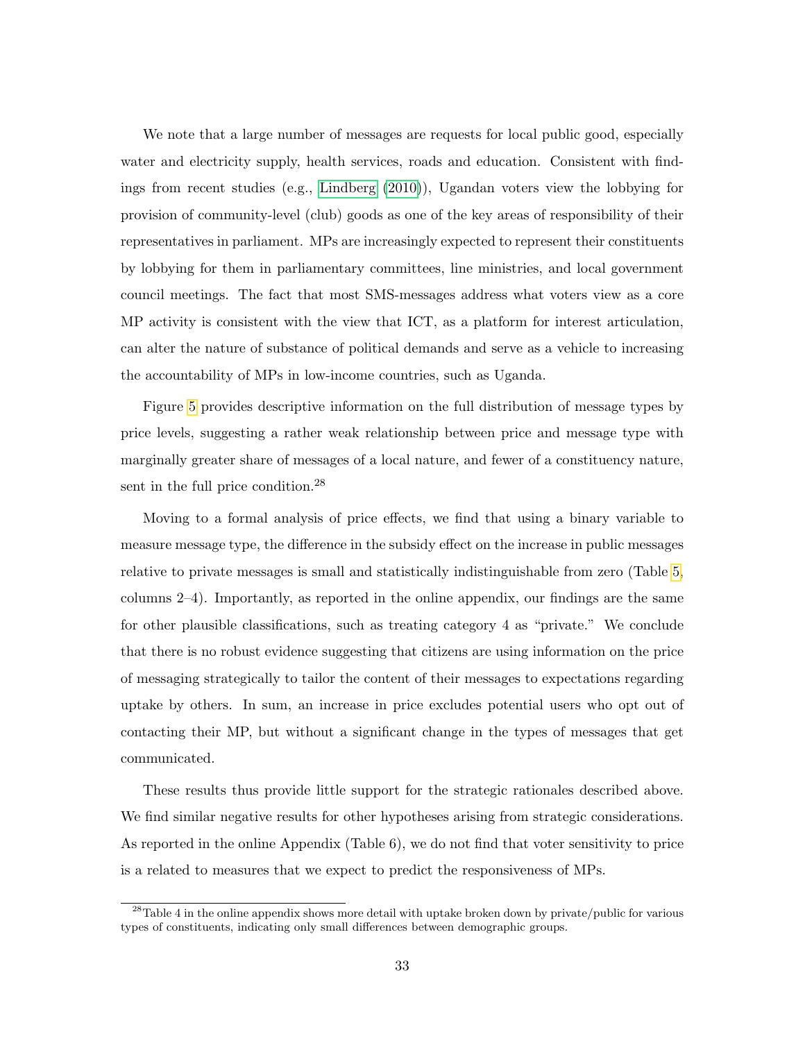We note that a large number of messages are requests for local public good, especially water and electricity supply, health services, roads and education. Consistent with findings from recent studies (e.g., Lindberg (2010)), Ugandan voters view the lobbying for provision of community-level (club) goods as one of the key areas of responsibility of their representatives in parliament. MPs are increasingly expected to represent their constituents by lobbying for them in parliamentary committees, line ministries, and local government council meetings. The fact that most SMS-messages address what voters view as a core MP activity is consistent with the view that ICT, as a platform for interest articulation, can alter the nature of substance of political demands and serve as a vehicle to increasing the accountability of MPs in low-income countries, such as Uganda.

Figure 5 provides descriptive information on the full distribution of message types by price levels, suggesting a rather weak relationship between price and message type with marginally greater share of messages of a local nature, and fewer of a constituency nature, sent in the full price condition.[28]

Moving to a formal analysis of price effects, we find that using a binary variable to measure message type, the difference in the subsidy effect on the increase in public messages relative to private messages is small and statistically indistinguishable from zero (Table 5, columns 2–4). Importantly, as reported in the online appendix, our findings are the same for other plausible classifications, such as treating category 4 as "private." We conclude that there is no robust evidence suggesting that citizens are using information on the price of messaging strategically to tailor the content of their messages to expectations regarding uptake by others. In sum, an increase in price excludes potential users who opt out of contacting their MP, but without a significant change in the types of messages that get communicated.

These results thus provide little support for the strategic rationales described above. We find similar negative results for other hypotheses arising from strategic considerations. As reported in the online Appendix (Table 6), we do not find that voter sensitivity to price is a related to measures that we expect to predict the responsiveness of MPs.

[28] Table 4 in the online appendix shows more detail with uptake broken down by private/public for various types of constituents, indicating only small differences between demographic groups.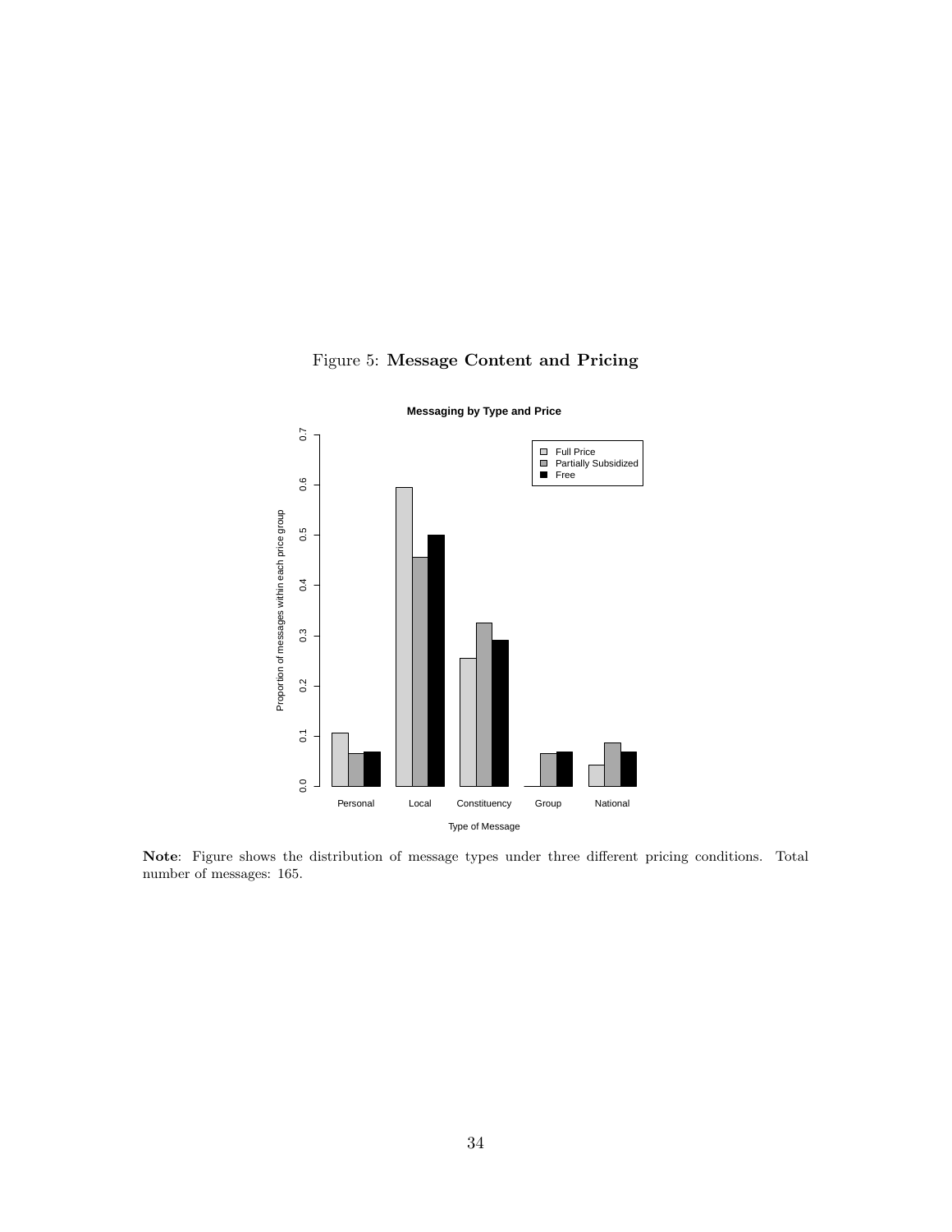Figure 5: **Message Content and Pricing**

**Note**: Figure shows the distribution of message types under three different pricing conditions. Total number of messages: 165.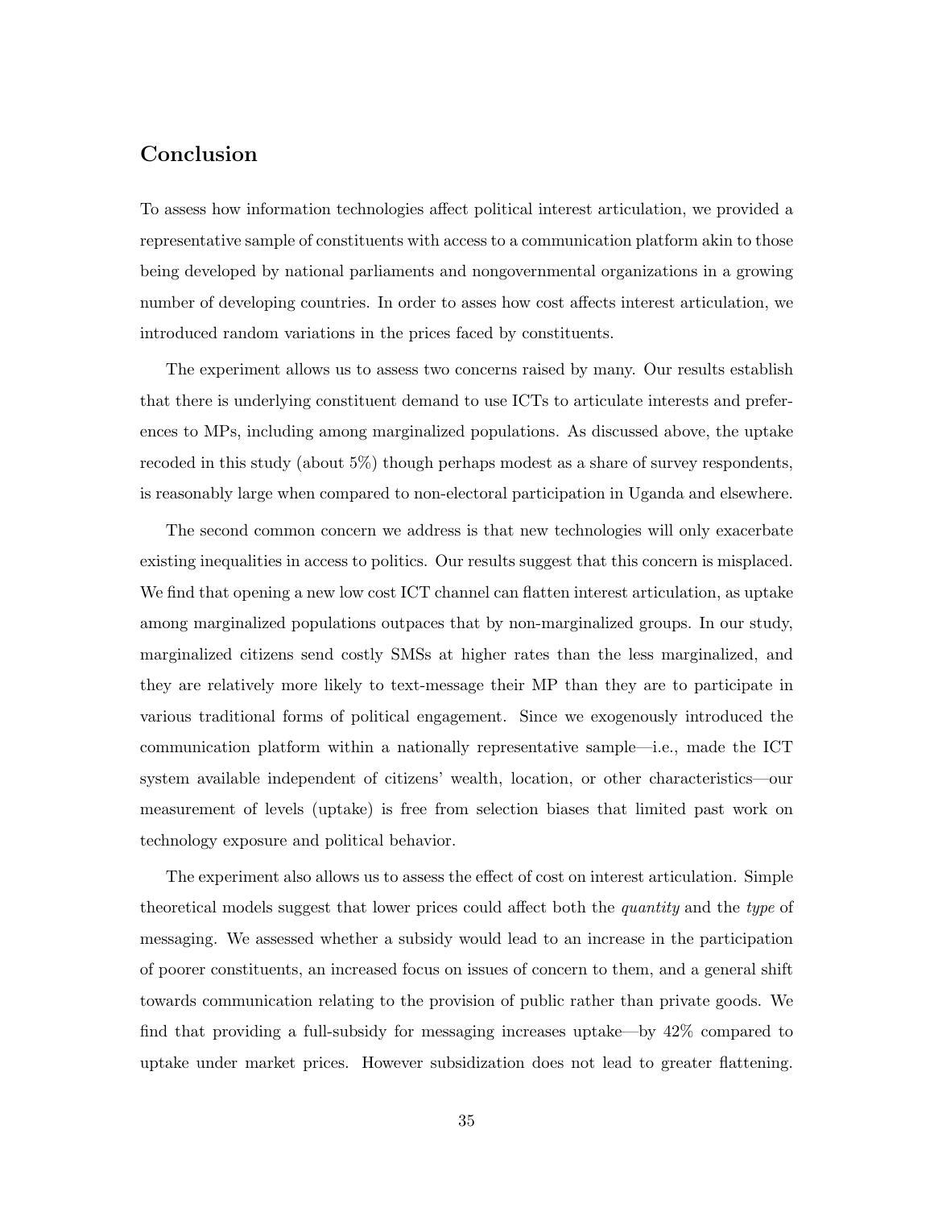## Conclusion

To assess how information technologies affect political interest articulation, we provided a representative sample of constituents with access to a communication platform akin to those being developed by national parliaments and nongovernmental organizations in a growing number of developing countries. In order to asses how cost affects interest articulation, we introduced random variations in the prices faced by constituents.

The experiment allows us to assess two concerns raised by many. Our results establish that there is underlying constituent demand to use ICTs to articulate interests and preferences to MPs, including among marginalized populations. As discussed above, the uptake recoded in this study (about 5%) though perhaps modest as a share of survey respondents, is reasonably large when compared to non-electoral participation in Uganda and elsewhere.

The second common concern we address is that new technologies will only exacerbate existing inequalities in access to politics. Our results suggest that this concern is misplaced. We find that opening a new low cost ICT channel can flatten interest articulation, as uptake among marginalized populations outpaces that by non-marginalized groups. In our study, marginalized citizens send costly SMSs at higher rates than the less marginalized, and they are relatively more likely to text-message their MP than they are to participate in various traditional forms of political engagement. Since we exogenously introduced the communication platform within a nationally representative sample—i.e., made the ICT system available independent of citizens' wealth, location, or other characteristics—our measurement of levels (uptake) is free from selection biases that limited past work on technology exposure and political behavior.

The experiment also allows us to assess the effect of cost on interest articulation. Simple theoretical models suggest that lower prices could affect both the *quantity* and the *type* of messaging. We assessed whether a subsidy would lead to an increase in the participation of poorer constituents, an increased focus on issues of concern to them, and a general shift towards communication relating to the provision of public rather than private goods. We find that providing a full-subsidy for messaging increases uptake—by 42% compared to uptake under market prices. However subsidization does not lead to greater flattening.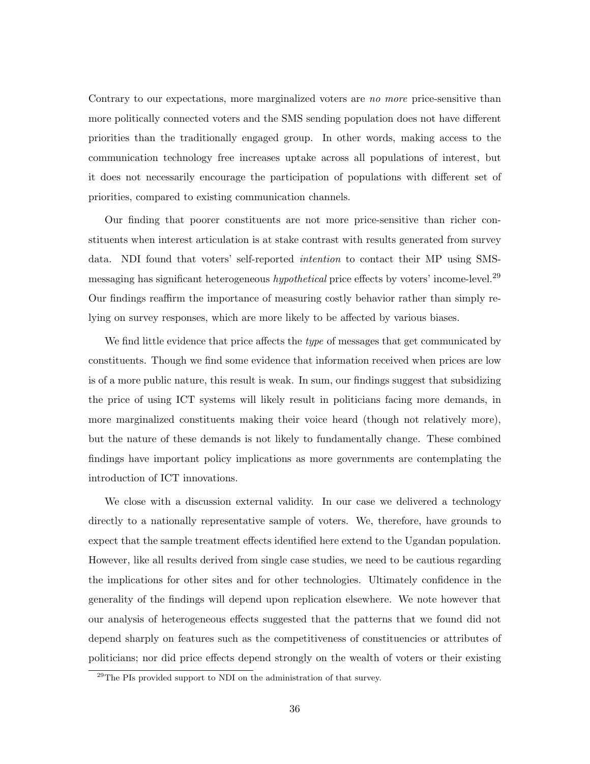Contrary to our expectations, more marginalized voters are *no more* price-sensitive than more politically connected voters and the SMS sending population does not have different priorities than the traditionally engaged group. In other words, making access to the communication technology free increases uptake across all populations of interest, but it does not necessarily encourage the participation of populations with different set of priorities, compared to existing communication channels.

Our finding that poorer constituents are not more price-sensitive than richer constituents when interest articulation is at stake contrast with results generated from survey data. NDI found that voters' self-reported *intention* to contact their MP using SMS-messaging has significant heterogeneous *hypothetical* price effects by voters' income-level.[29] Our findings reaffirm the importance of measuring costly behavior rather than simply relying on survey responses, which are more likely to be affected by various biases.

We find little evidence that price affects the *type* of messages that get communicated by constituents. Though we find some evidence that information received when prices are low is of a more public nature, this result is weak. In sum, our findings suggest that subsidizing the price of using ICT systems will likely result in politicians facing more demands, in more marginalized constituents making their voice heard (though not relatively more), but the nature of these demands is not likely to fundamentally change. These combined findings have important policy implications as more governments are contemplating the introduction of ICT innovations.

We close with a discussion external validity. In our case we delivered a technology directly to a nationally representative sample of voters. We, therefore, have grounds to expect that the sample treatment effects identified here extend to the Ugandan population. However, like all results derived from single case studies, we need to be cautious regarding the implications for other sites and for other technologies. Ultimately confidence in the generality of the findings will depend upon replication elsewhere. We note however that our analysis of heterogeneous effects suggested that the patterns that we found did not depend sharply on features such as the competitiveness of constituencies or attributes of politicians; nor did price effects depend strongly on the wealth of voters or their existing

[29] The PIs provided support to NDI on the administration of that survey.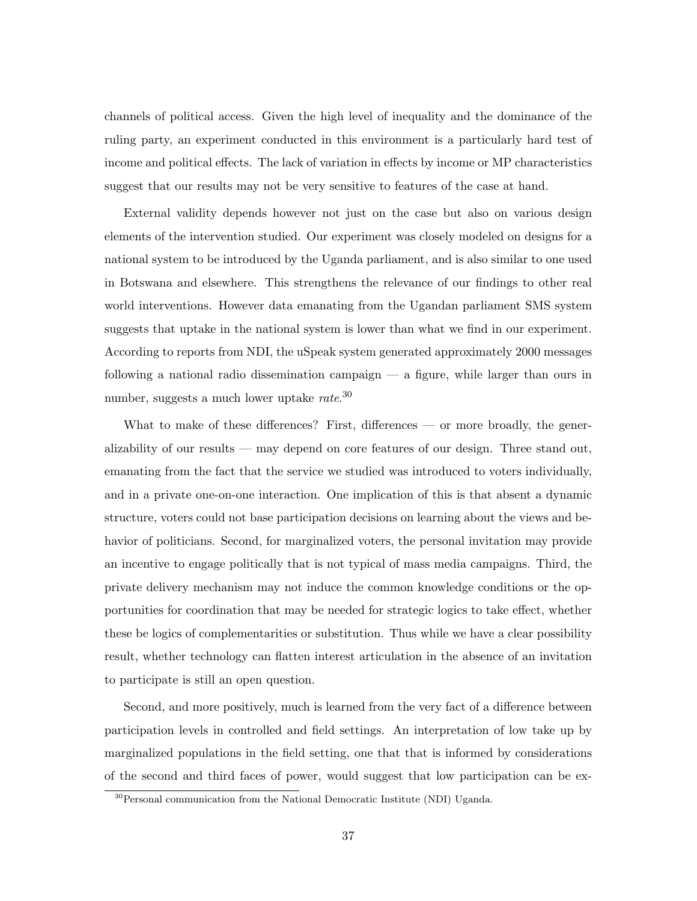channels of political access. Given the high level of inequality and the dominance of the ruling party, an experiment conducted in this environment is a particularly hard test of income and political effects. The lack of variation in effects by income or MP characteristics suggest that our results may not be very sensitive to features of the case at hand.

External validity depends however not just on the case but also on various design elements of the intervention studied. Our experiment was closely modeled on designs for a national system to be introduced by the Uganda parliament, and is also similar to one used in Botswana and elsewhere. This strengthens the relevance of our findings to other real world interventions. However data emanating from the Ugandan parliament SMS system suggests that uptake in the national system is lower than what we find in our experiment. According to reports from NDI, the uSpeak system generated approximately 2000 messages following a national radio dissemination campaign — a figure, while larger than ours in number, suggests a much lower uptake *rate*.[30]

What to make of these differences? First, differences — or more broadly, the generalizability of our results — may depend on core features of our design. Three stand out, emanating from the fact that the service we studied was introduced to voters individually, and in a private one-on-one interaction. One implication of this is that absent a dynamic structure, voters could not base participation decisions on learning about the views and behavior of politicians. Second, for marginalized voters, the personal invitation may provide an incentive to engage politically that is not typical of mass media campaigns. Third, the private delivery mechanism may not induce the common knowledge conditions or the opportunities for coordination that may be needed for strategic logics to take effect, whether these be logics of complementarities or substitution. Thus while we have a clear possibility result, whether technology can flatten interest articulation in the absence of an invitation to participate is still an open question.

Second, and more positively, much is learned from the very fact of a difference between participation levels in controlled and field settings. An interpretation of low take up by marginalized populations in the field setting, one that that is informed by considerations of the second and third faces of power, would suggest that low participation can be ex-

[30] Personal communication from the National Democratic Institute (NDI) Uganda.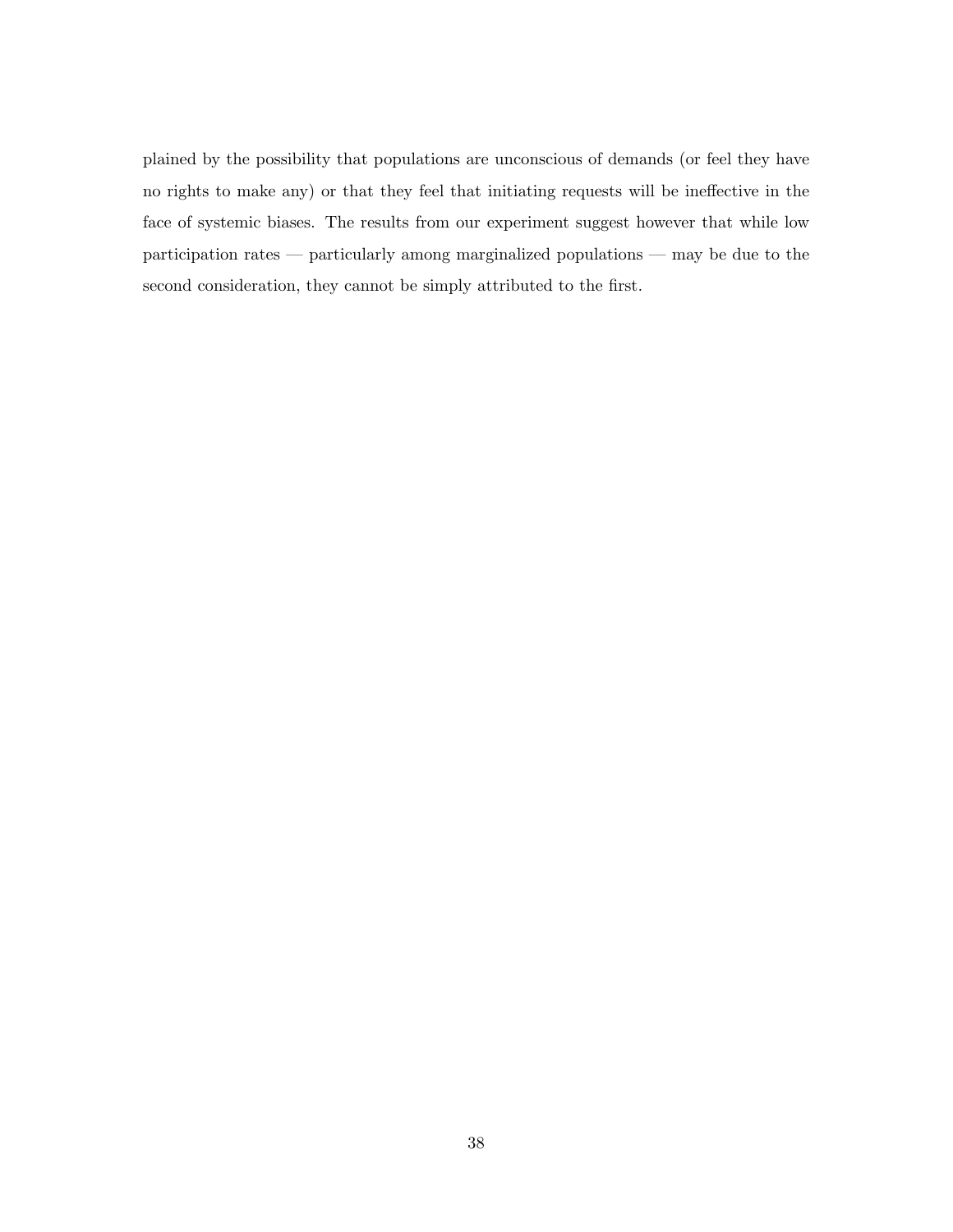plained by the possibility that populations are unconscious of demands (or feel they have no rights to make any) or that they feel that initiating requests will be ineffective in the face of systemic biases. The results from our experiment suggest however that while low participation rates — particularly among marginalized populations — may be due to the second consideration, they cannot be simply attributed to the first.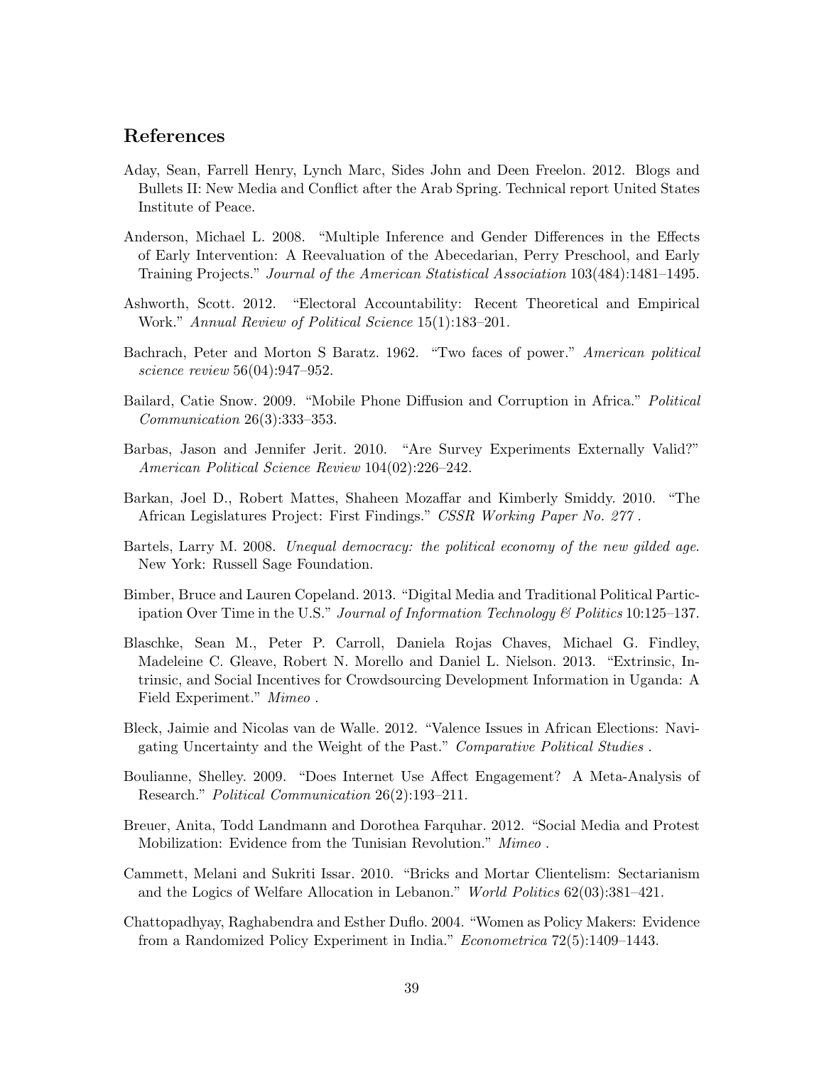## References

Aday, Sean, Farrell Henry, Lynch Marc, Sides John and Deen Freelon. 2012. Blogs and Bullets II: New Media and Conflict after the Arab Spring. Technical report United States Institute of Peace.

Anderson, Michael L. 2008. "Multiple Inference and Gender Differences in the Effects of Early Intervention: A Reevaluation of the Abecedarian, Perry Preschool, and Early Training Projects." *Journal of the American Statistical Association* 103(484):1481–1495.

Ashworth, Scott. 2012. "Electoral Accountability: Recent Theoretical and Empirical Work." *Annual Review of Political Science* 15(1):183–201.

Bachrach, Peter and Morton S Baratz. 1962. "Two faces of power." *American political science review* 56(04):947–952.

Bailard, Catie Snow. 2009. "Mobile Phone Diffusion and Corruption in Africa." *Political Communication* 26(3):333–353.

Barbas, Jason and Jennifer Jerit. 2010. "Are Survey Experiments Externally Valid?" *American Political Science Review* 104(02):226–242.

Barkan, Joel D., Robert Mattes, Shaheen Mozaffar and Kimberly Smiddy. 2010. "The African Legislatures Project: First Findings." *CSSR Working Paper No. 277* .

Bartels, Larry M. 2008. *Unequal democracy: the political economy of the new gilded age.* New York: Russell Sage Foundation.

Bimber, Bruce and Lauren Copeland. 2013. "Digital Media and Traditional Political Participation Over Time in the U.S." *Journal of Information Technology & Politics* 10:125–137.

Blaschke, Sean M., Peter P. Carroll, Daniela Rojas Chaves, Michael G. Findley, Madeleine C. Gleave, Robert N. Morello and Daniel L. Nielson. 2013. "Extrinsic, Intrinsic, and Social Incentives for Crowdsourcing Development Information in Uganda: A Field Experiment." *Mimeo* .

Bleck, Jaimie and Nicolas van de Walle. 2012. "Valence Issues in African Elections: Navigating Uncertainty and the Weight of the Past." *Comparative Political Studies* .

Boulianne, Shelley. 2009. "Does Internet Use Affect Engagement? A Meta-Analysis of Research." *Political Communication* 26(2):193–211.

Breuer, Anita, Todd Landmann and Dorothea Farquhar. 2012. "Social Media and Protest Mobilization: Evidence from the Tunisian Revolution." *Mimeo* .

Cammett, Melani and Sukriti Issar. 2010. "Bricks and Mortar Clientelism: Sectarianism and the Logics of Welfare Allocation in Lebanon." *World Politics* 62(03):381–421.

Chattopadhyay, Raghabendra and Esther Duflo. 2004. "Women as Policy Makers: Evidence from a Randomized Policy Experiment in India." *Econometrica* 72(5):1409–1443.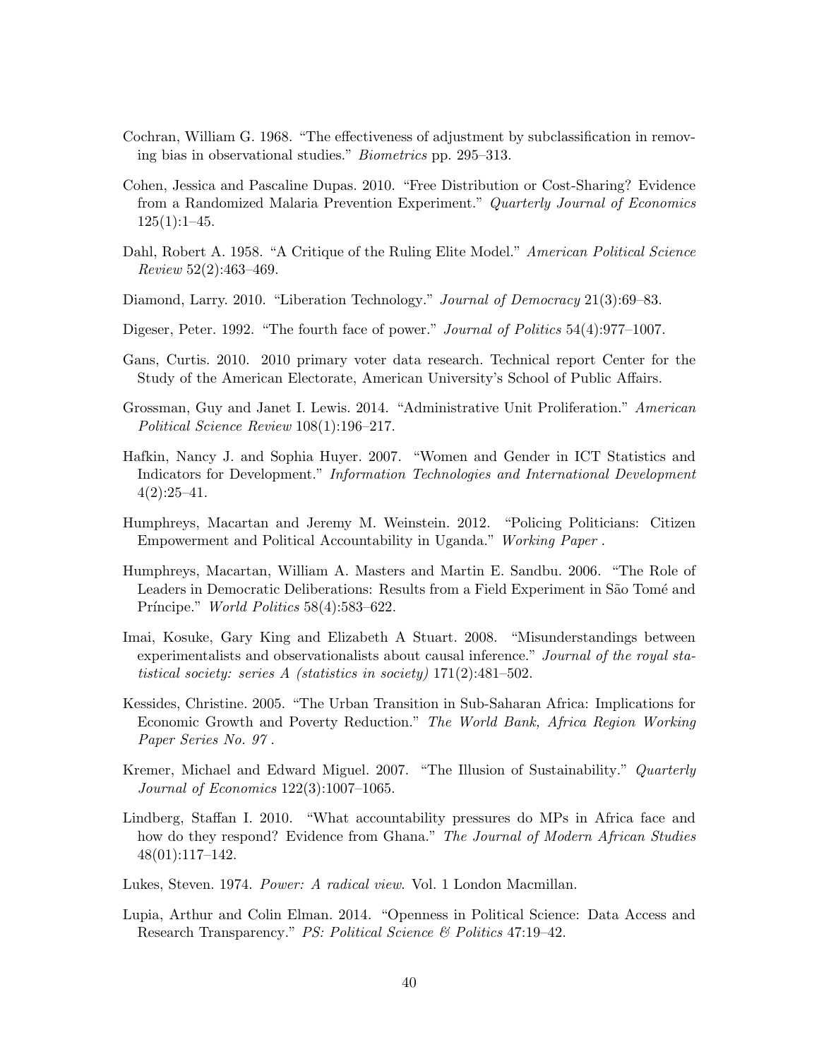Cochran, William G. 1968. "The effectiveness of adjustment by subclassification in removing bias in observational studies." *Biometrics* pp. 295–313.

Cohen, Jessica and Pascaline Dupas. 2010. "Free Distribution or Cost-Sharing? Evidence from a Randomized Malaria Prevention Experiment." *Quarterly Journal of Economics* 125(1):1–45.

Dahl, Robert A. 1958. "A Critique of the Ruling Elite Model." *American Political Science Review* 52(2):463–469.

Diamond, Larry. 2010. "Liberation Technology." *Journal of Democracy* 21(3):69–83.

Digeser, Peter. 1992. "The fourth face of power." *Journal of Politics* 54(4):977–1007.

Gans, Curtis. 2010. 2010 primary voter data research. Technical report Center for the Study of the American Electorate, American University's School of Public Affairs.

Grossman, Guy and Janet I. Lewis. 2014. "Administrative Unit Proliferation." *American Political Science Review* 108(1):196–217.

Hafkin, Nancy J. and Sophia Huyer. 2007. "Women and Gender in ICT Statistics and Indicators for Development." *Information Technologies and International Development* 4(2):25–41.

Humphreys, Macartan and Jeremy M. Weinstein. 2012. "Policing Politicians: Citizen Empowerment and Political Accountability in Uganda." *Working Paper* .

Humphreys, Macartan, William A. Masters and Martin E. Sandbu. 2006. "The Role of Leaders in Democratic Deliberations: Results from a Field Experiment in São Tomé and Príncipe." *World Politics* 58(4):583–622.

Imai, Kosuke, Gary King and Elizabeth A Stuart. 2008. "Misunderstandings between experimentalists and observationalists about causal inference." *Journal of the royal statistical society: series A (statistics in society)* 171(2):481–502.

Kessides, Christine. 2005. "The Urban Transition in Sub-Saharan Africa: Implications for Economic Growth and Poverty Reduction." *The World Bank, Africa Region Working Paper Series No. 97* .

Kremer, Michael and Edward Miguel. 2007. "The Illusion of Sustainability." *Quarterly Journal of Economics* 122(3):1007–1065.

Lindberg, Staffan I. 2010. "What accountability pressures do MPs in Africa face and how do they respond? Evidence from Ghana." *The Journal of Modern African Studies* 48(01):117–142.

Lukes, Steven. 1974. *Power: A radical view*. Vol. 1 London Macmillan.

Lupia, Arthur and Colin Elman. 2014. "Openness in Political Science: Data Access and Research Transparency." *PS: Political Science & Politics* 47:19–42.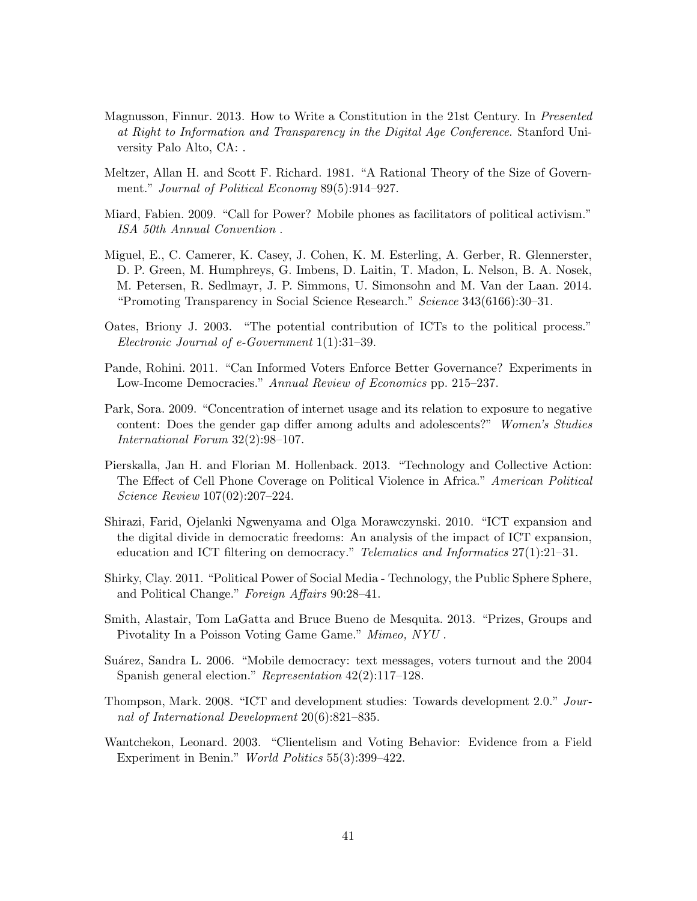Magnusson, Finnur. 2013. How to Write a Constitution in the 21st Century. In *Presented at Right to Information and Transparency in the Digital Age Conference*. Stanford University Palo Alto, CA: .

Meltzer, Allan H. and Scott F. Richard. 1981. "A Rational Theory of the Size of Government." *Journal of Political Economy* 89(5):914–927.

Miard, Fabien. 2009. "Call for Power? Mobile phones as facilitators of political activism." *ISA 50th Annual Convention* .

Miguel, E., C. Camerer, K. Casey, J. Cohen, K. M. Esterling, A. Gerber, R. Glennerster, D. P. Green, M. Humphreys, G. Imbens, D. Laitin, T. Madon, L. Nelson, B. A. Nosek, M. Petersen, R. Sedlmayr, J. P. Simmons, U. Simonsohn and M. Van der Laan. 2014. "Promoting Transparency in Social Science Research." *Science* 343(6166):30–31.

Oates, Briony J. 2003. "The potential contribution of ICTs to the political process." *Electronic Journal of e-Government* 1(1):31–39.

Pande, Rohini. 2011. "Can Informed Voters Enforce Better Governance? Experiments in Low-Income Democracies." *Annual Review of Economics* pp. 215–237.

Park, Sora. 2009. "Concentration of internet usage and its relation to exposure to negative content: Does the gender gap differ among adults and adolescents?" *Women's Studies International Forum* 32(2):98–107.

Pierskalla, Jan H. and Florian M. Hollenback. 2013. "Technology and Collective Action: The Effect of Cell Phone Coverage on Political Violence in Africa." *American Political Science Review* 107(02):207–224.

Shirazi, Farid, Ojelanki Ngwenyama and Olga Morawczynski. 2010. "ICT expansion and the digital divide in democratic freedoms: An analysis of the impact of ICT expansion, education and ICT filtering on democracy." *Telematics and Informatics* 27(1):21–31.

Shirky, Clay. 2011. "Political Power of Social Media - Technology, the Public Sphere Sphere, and Political Change." *Foreign Affairs* 90:28–41.

Smith, Alastair, Tom LaGatta and Bruce Bueno de Mesquita. 2013. "Prizes, Groups and Pivotality In a Poisson Voting Game Game." *Mimeo, NYU* .

Suárez, Sandra L. 2006. "Mobile democracy: text messages, voters turnout and the 2004 Spanish general election." *Representation* 42(2):117–128.

Thompson, Mark. 2008. "ICT and development studies: Towards development 2.0." *Journal of International Development* 20(6):821–835.

Wantchekon, Leonard. 2003. "Clientelism and Voting Behavior: Evidence from a Field Experiment in Benin." *World Politics* 55(3):399–422.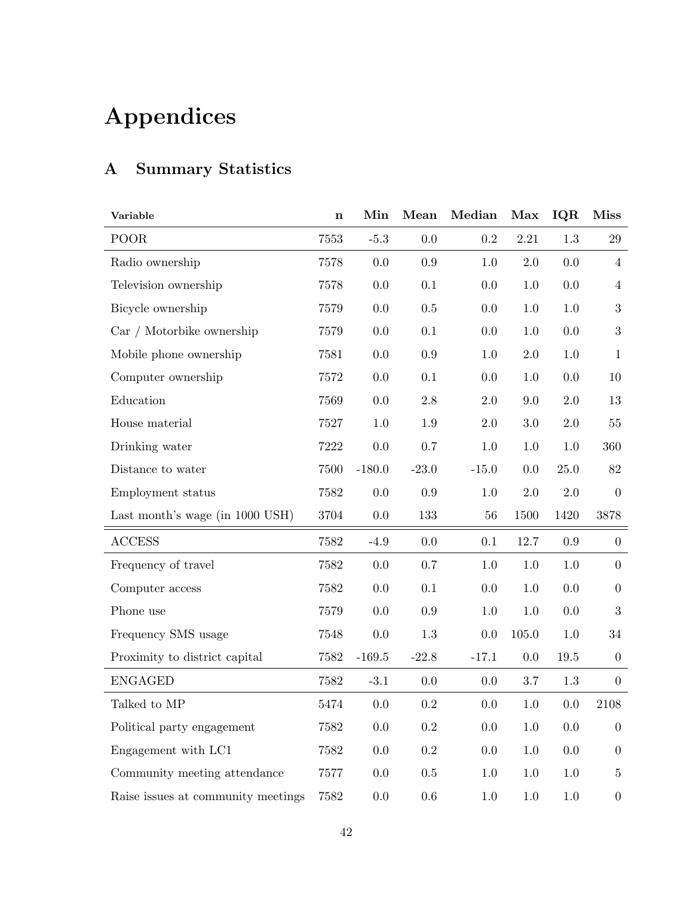# Appendices

## A Summary Statistics

| Variable | n | Min | Mean | Median | Max | IQR | Miss |
|---|---|---|---|---|---|---|---|
| POOR | 7553 | -5.3 | 0.0 | 0.2 | 2.21 | 1.3 | 29 |
| Radio ownership | 7578 | 0.0 | 0.9 | 1.0 | 2.0 | 0.0 | 4 |
| Television ownership | 7578 | 0.0 | 0.1 | 0.0 | 1.0 | 0.0 | 4 |
| Bicycle ownership | 7579 | 0.0 | 0.5 | 0.0 | 1.0 | 1.0 | 3 |
| Car / Motorbike ownership | 7579 | 0.0 | 0.1 | 0.0 | 1.0 | 0.0 | 3 |
| Mobile phone ownership | 7581 | 0.0 | 0.9 | 1.0 | 2.0 | 1.0 | 1 |
| Computer ownership | 7572 | 0.0 | 0.1 | 0.0 | 1.0 | 0.0 | 10 |
| Education | 7569 | 0.0 | 2.8 | 2.0 | 9.0 | 2.0 | 13 |
| House material | 7527 | 1.0 | 1.9 | 2.0 | 3.0 | 2.0 | 55 |
| Drinking water | 7222 | 0.0 | 0.7 | 1.0 | 1.0 | 1.0 | 360 |
| Distance to water | 7500 | -180.0 | -23.0 | -15.0 | 0.0 | 25.0 | 82 |
| Employment status | 7582 | 0.0 | 0.9 | 1.0 | 2.0 | 2.0 | 0 |
| Last month's wage (in 1000 USH) | 3704 | 0.0 | 133 | 56 | 1500 | 1420 | 3878 |
| ACCESS | 7582 | -4.9 | 0.0 | 0.1 | 12.7 | 0.9 | 0 |
| Frequency of travel | 7582 | 0.0 | 0.7 | 1.0 | 1.0 | 1.0 | 0 |
| Computer access | 7582 | 0.0 | 0.1 | 0.0 | 1.0 | 0.0 | 0 |
| Phone use | 7579 | 0.0 | 0.9 | 1.0 | 1.0 | 0.0 | 3 |
| Frequency SMS usage | 7548 | 0.0 | 1.3 | 0.0 | 105.0 | 1.0 | 34 |
| Proximity to district capital | 7582 | -169.5 | -22.8 | -17.1 | 0.0 | 19.5 | 0 |
| ENGAGED | 7582 | -3.1 | 0.0 | 0.0 | 3.7 | 1.3 | 0 |
| Talked to MP | 5474 | 0.0 | 0.2 | 0.0 | 1.0 | 0.0 | 2108 |
| Political party engagement | 7582 | 0.0 | 0.2 | 0.0 | 1.0 | 0.0 | 0 |
| Engagement with LC1 | 7582 | 0.0 | 0.2 | 0.0 | 1.0 | 0.0 | 0 |
| Community meeting attendance | 7577 | 0.0 | 0.5 | 1.0 | 1.0 | 1.0 | 5 |
| Raise issues at community meetings | 7582 | 0.0 | 0.6 | 1.0 | 1.0 | 1.0 | 0 |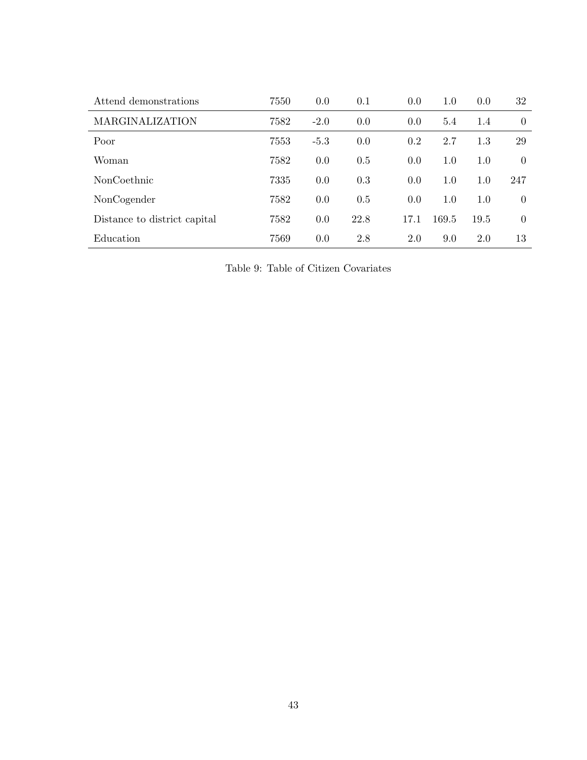| | | | | | | | |
|---|---|---|---|---|---|---|---|
| Attend demonstrations | 7550 | 0.0 | 0.1 | 0.0 | 1.0 | 0.0 | 32 |
| MARGINALIZATION | 7582 | -2.0 | 0.0 | 0.0 | 5.4 | 1.4 | 0 |
| Poor | 7553 | -5.3 | 0.0 | 0.2 | 2.7 | 1.3 | 29 |
| Woman | 7582 | 0.0 | 0.5 | 0.0 | 1.0 | 1.0 | 0 |
| NonCoethnic | 7335 | 0.0 | 0.3 | 0.0 | 1.0 | 1.0 | 247 |
| NonCogender | 7582 | 0.0 | 0.5 | 0.0 | 1.0 | 1.0 | 0 |
| Distance to district capital | 7582 | 0.0 | 22.8 | 17.1 | 169.5 | 19.5 | 0 |
| Education | 7569 | 0.0 | 2.8 | 2.0 | 9.0 | 2.0 | 13 |

Table 9: Table of Citizen Covariates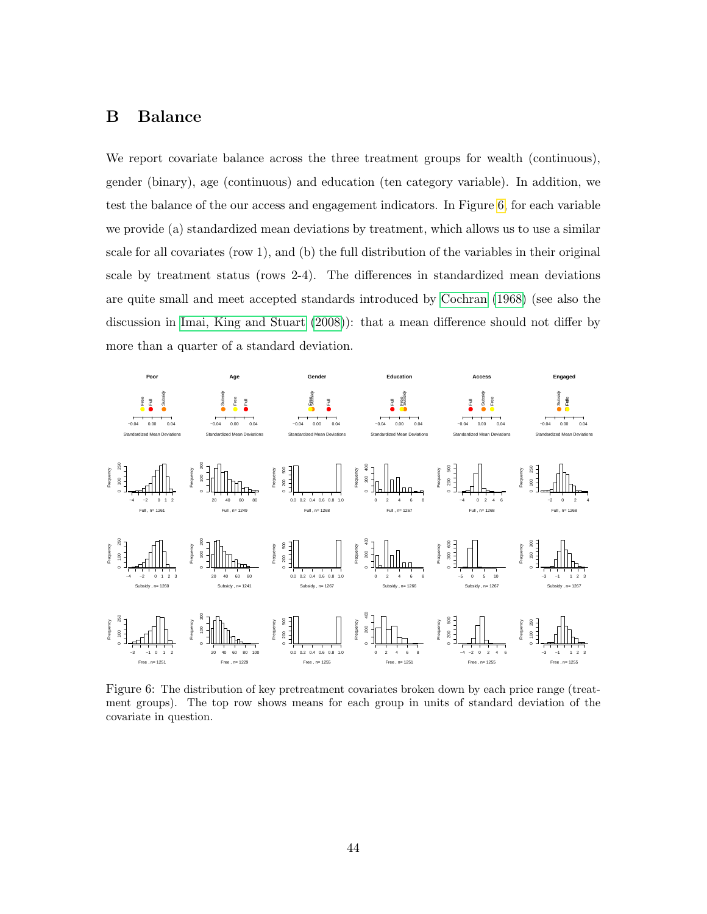## B Balance

We report covariate balance across the three treatment groups for wealth (continuous), gender (binary), age (continuous) and education (ten category variable). In addition, we test the balance of the our access and engagement indicators. In Figure 6, for each variable we provide (a) standardized mean deviations by treatment, which allows us to use a similar scale for all covariates (row 1), and (b) the full distribution of the variables in their original scale by treatment status (rows 2-4). The differences in standardized mean deviations are quite small and meet accepted standards introduced by Cochran (1968) (see also the discussion in Imai, King and Stuart (2008)): that a mean difference should not differ by more than a quarter of a standard deviation.

Poor
Age
Gender
Education
Access
Engaged

Standardized Mean Deviations

Full , n= 1261
Full , n= 1249
Full , n= 1268
Full , n= 1267
Full , n= 1268
Full , n= 1268

Subsidy , n= 1260
Subsidy , n= 1241
Subsidy , n= 1267
Subsidy , n= 1266
Subsidy , n= 1267
Subsidy , n= 1267

Free , n= 1251
Free , n= 1229
Free , n= 1255
Free , n= 1251
Free , n= 1255
Free , n= 1255

Figure 6: The distribution of key pretreatment covariates broken down by each price range (treatment groups). The top row shows means for each group in units of standard deviation of the covariate in question.